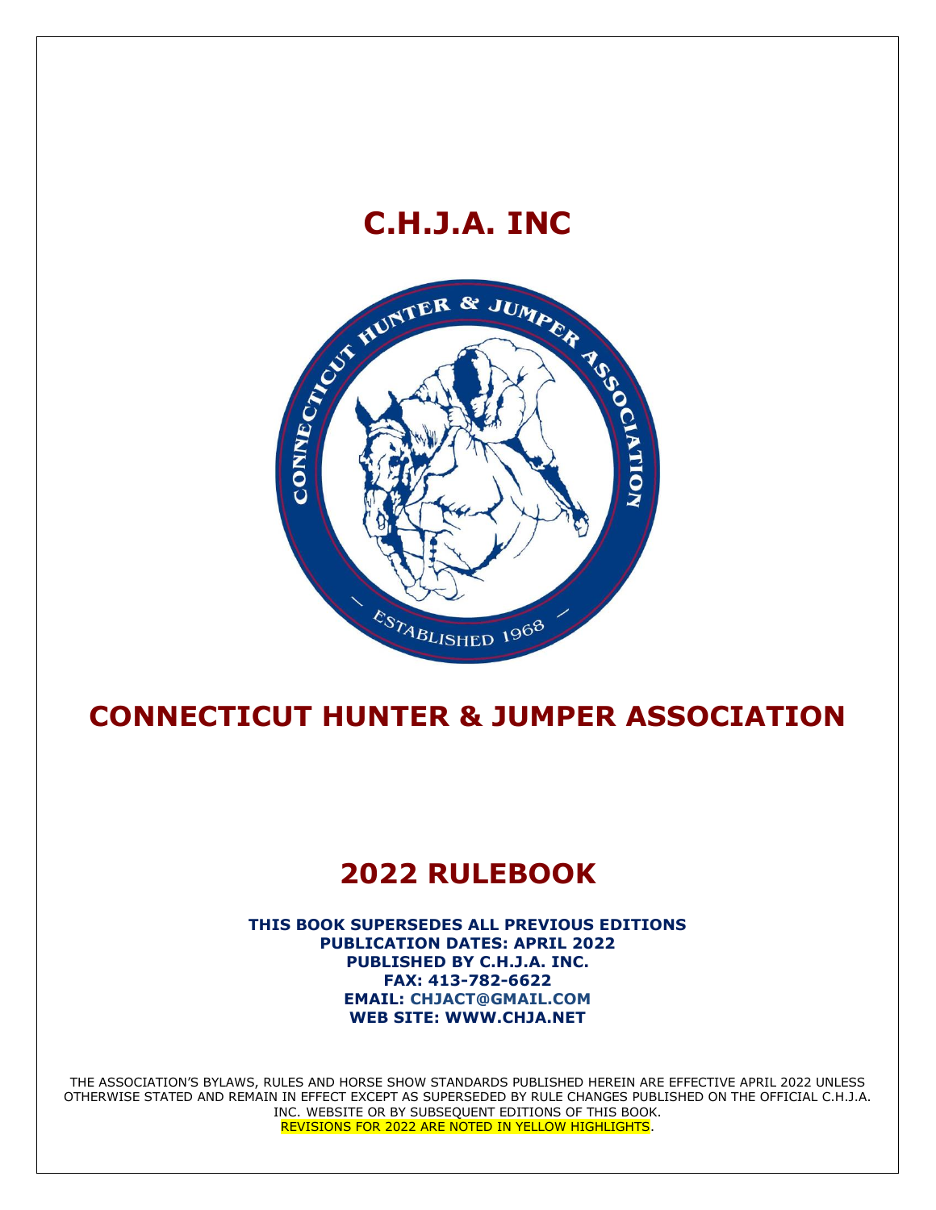# C.H.J.A. INC

# CONNECTICUT HUNTER & JUMPER ASSOCIATION

## 2022 RULEBOOK

**THIS BOOK SUPERSEDES ALL PREVIOUS EDITIONS**
**PUBLICATION DATES: APRIL 2022**
**PUBLISHED BY C.H.J.A. INC.**
**FAX: 413-782-6622**
**EMAIL: CHJACT@GMAIL.COM**
**WEB SITE: WWW.CHJA.NET**

THE ASSOCIATION'S BYLAWS, RULES AND HORSE SHOW STANDARDS PUBLISHED HEREIN ARE EFFECTIVE APRIL 2022 UNLESS OTHERWISE STATED AND REMAIN IN EFFECT EXCEPT AS SUPERSEDED BY RULE CHANGES PUBLISHED ON THE OFFICIAL C.H.J.A. INC. WEBSITE OR BY SUBSEQUENT EDITIONS OF THIS BOOK.
REVISIONS FOR 2022 ARE NOTED IN YELLOW HIGHLIGHTS.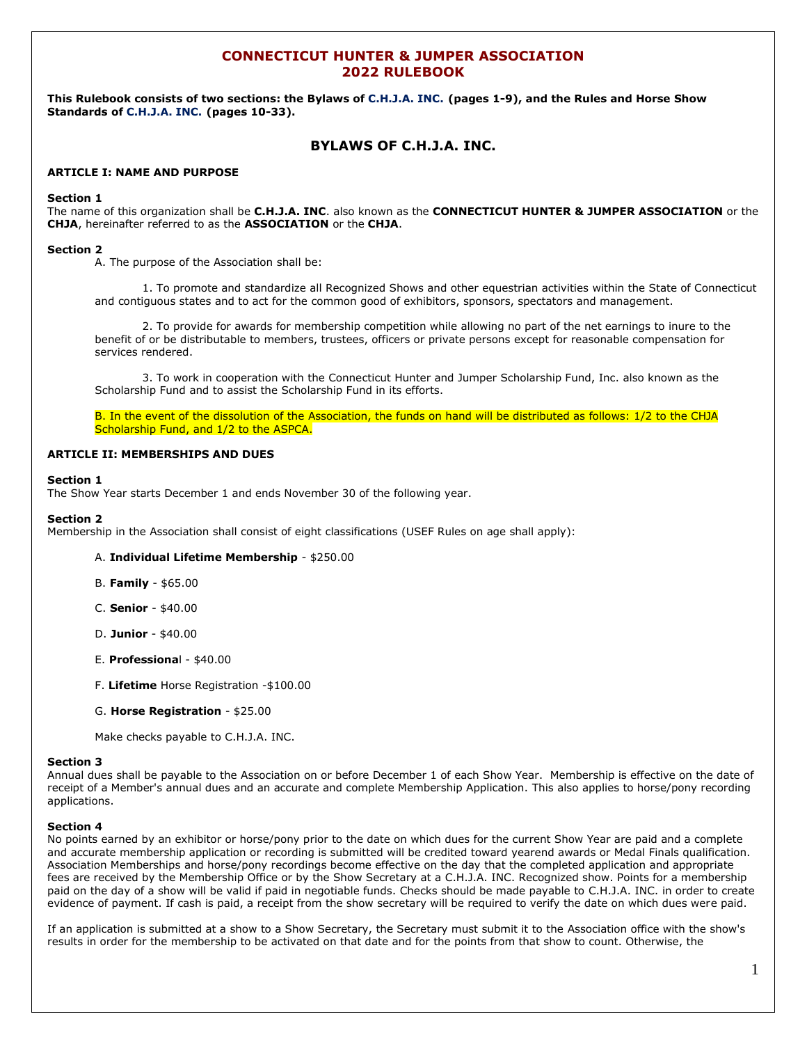# CONNECTICUT HUNTER & JUMPER ASSOCIATION
# 2022 RULEBOOK

**This Rulebook consists of two sections: the Bylaws of C.H.J.A. INC. (pages 1-9), and the Rules and Horse Show Standards of C.H.J.A. INC. (pages 10-33).**

## BYLAWS OF C.H.J.A. INC.

### ARTICLE I: NAME AND PURPOSE

**Section 1**

The name of this organization shall be **C.H.J.A. INC**. also known as the **CONNECTICUT HUNTER & JUMPER ASSOCIATION** or the **CHJA**, hereinafter referred to as the **ASSOCIATION** or the **CHJA**.

**Section 2**

A. The purpose of the Association shall be:

1. To promote and standardize all Recognized Shows and other equestrian activities within the State of Connecticut and contiguous states and to act for the common good of exhibitors, sponsors, spectators and management.

2. To provide for awards for membership competition while allowing no part of the net earnings to inure to the benefit of or be distributable to members, trustees, officers or private persons except for reasonable compensation for services rendered.

3. To work in cooperation with the Connecticut Hunter and Jumper Scholarship Fund, Inc. also known as the Scholarship Fund and to assist the Scholarship Fund in its efforts.

B. In the event of the dissolution of the Association, the funds on hand will be distributed as follows: 1/2 to the CHJA Scholarship Fund, and 1/2 to the ASPCA.

### ARTICLE II: MEMBERSHIPS AND DUES

**Section 1**

The Show Year starts December 1 and ends November 30 of the following year.

**Section 2**

Membership in the Association shall consist of eight classifications (USEF Rules on age shall apply):

A. **Individual Lifetime Membership** - $250.00

B. **Family** - $65.00

C. **Senior** - $40.00

D. **Junior** - $40.00

E. **Professional** - $40.00

F. **Lifetime** Horse Registration -$100.00

G. **Horse Registration** - $25.00

Make checks payable to C.H.J.A. INC.

**Section 3**

Annual dues shall be payable to the Association on or before December 1 of each Show Year. Membership is effective on the date of receipt of a Member's annual dues and an accurate and complete Membership Application. This also applies to horse/pony recording applications.

**Section 4**

No points earned by an exhibitor or horse/pony prior to the date on which dues for the current Show Year are paid and a complete and accurate membership application or recording is submitted will be credited toward yearend awards or Medal Finals qualification. Association Memberships and horse/pony recordings become effective on the day that the completed application and appropriate fees are received by the Membership Office or by the Show Secretary at a C.H.J.A. INC. Recognized show. Points for a membership paid on the day of a show will be valid if paid in negotiable funds. Checks should be made payable to C.H.J.A. INC. in order to create evidence of payment. If cash is paid, a receipt from the show secretary will be required to verify the date on which dues were paid.

If an application is submitted at a show to a Show Secretary, the Secretary must submit it to the Association office with the show's results in order for the membership to be activated on that date and for the points from that show to count. Otherwise, the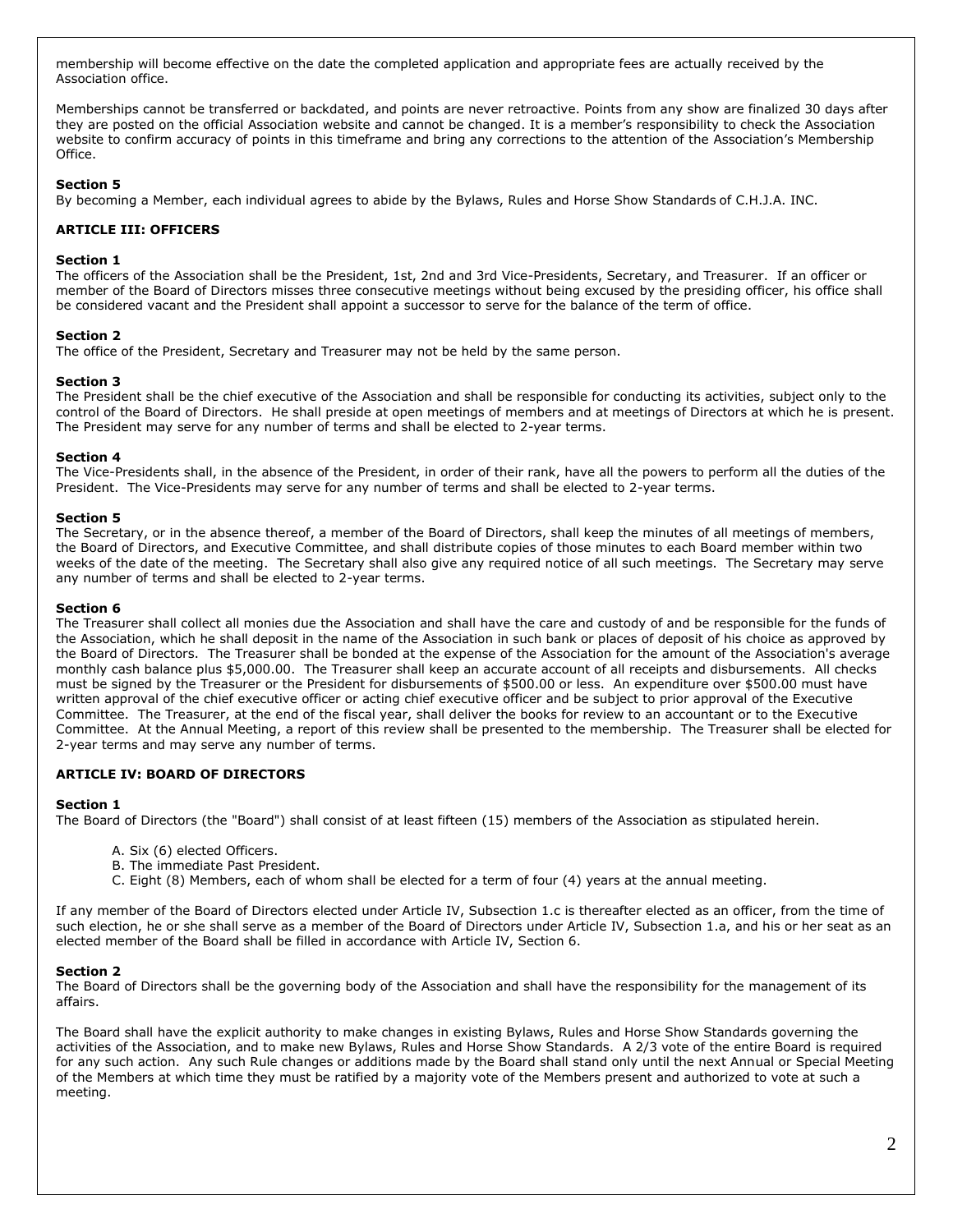membership will become effective on the date the completed application and appropriate fees are actually received by the Association office.

Memberships cannot be transferred or backdated, and points are never retroactive. Points from any show are finalized 30 days after they are posted on the official Association website and cannot be changed. It is a member's responsibility to check the Association website to confirm accuracy of points in this timeframe and bring any corrections to the attention of the Association's Membership Office.

**Section 5**
By becoming a Member, each individual agrees to abide by the Bylaws, Rules and Horse Show Standards of C.H.J.A. INC.

## ARTICLE III: OFFICERS

**Section 1**
The officers of the Association shall be the President, 1st, 2nd and 3rd Vice-Presidents, Secretary, and Treasurer. If an officer or member of the Board of Directors misses three consecutive meetings without being excused by the presiding officer, his office shall be considered vacant and the President shall appoint a successor to serve for the balance of the term of office.

**Section 2**
The office of the President, Secretary and Treasurer may not be held by the same person.

**Section 3**
The President shall be the chief executive of the Association and shall be responsible for conducting its activities, subject only to the control of the Board of Directors. He shall preside at open meetings of members and at meetings of Directors at which he is present. The President may serve for any number of terms and shall be elected to 2-year terms.

**Section 4**
The Vice-Presidents shall, in the absence of the President, in order of their rank, have all the powers to perform all the duties of the President. The Vice-Presidents may serve for any number of terms and shall be elected to 2-year terms.

**Section 5**
The Secretary, or in the absence thereof, a member of the Board of Directors, shall keep the minutes of all meetings of members, the Board of Directors, and Executive Committee, and shall distribute copies of those minutes to each Board member within two weeks of the date of the meeting. The Secretary shall also give any required notice of all such meetings. The Secretary may serve any number of terms and shall be elected to 2-year terms.

**Section 6**
The Treasurer shall collect all monies due the Association and shall have the care and custody of and be responsible for the funds of the Association, which he shall deposit in the name of the Association in such bank or places of deposit of his choice as approved by the Board of Directors. The Treasurer shall be bonded at the expense of the Association for the amount of the Association's average monthly cash balance plus $5,000.00. The Treasurer shall keep an accurate account of all receipts and disbursements. All checks must be signed by the Treasurer or the President for disbursements of $500.00 or less. An expenditure over $500.00 must have written approval of the chief executive officer or acting chief executive officer and be subject to prior approval of the Executive Committee. The Treasurer, at the end of the fiscal year, shall deliver the books for review to an accountant or to the Executive Committee. At the Annual Meeting, a report of this review shall be presented to the membership. The Treasurer shall be elected for 2-year terms and may serve any number of terms.

## ARTICLE IV: BOARD OF DIRECTORS

**Section 1**
The Board of Directors (the "Board") shall consist of at least fifteen (15) members of the Association as stipulated herein.

A. Six (6) elected Officers.
B. The immediate Past President.
C. Eight (8) Members, each of whom shall be elected for a term of four (4) years at the annual meeting.

If any member of the Board of Directors elected under Article IV, Subsection 1.c is thereafter elected as an officer, from the time of such election, he or she shall serve as a member of the Board of Directors under Article IV, Subsection 1.a, and his or her seat as an elected member of the Board shall be filled in accordance with Article IV, Section 6.

**Section 2**
The Board of Directors shall be the governing body of the Association and shall have the responsibility for the management of its affairs.

The Board shall have the explicit authority to make changes in existing Bylaws, Rules and Horse Show Standards governing the activities of the Association, and to make new Bylaws, Rules and Horse Show Standards. A 2/3 vote of the entire Board is required for any such action. Any such Rule changes or additions made by the Board shall stand only until the next Annual or Special Meeting of the Members at which time they must be ratified by a majority vote of the Members present and authorized to vote at such a meeting.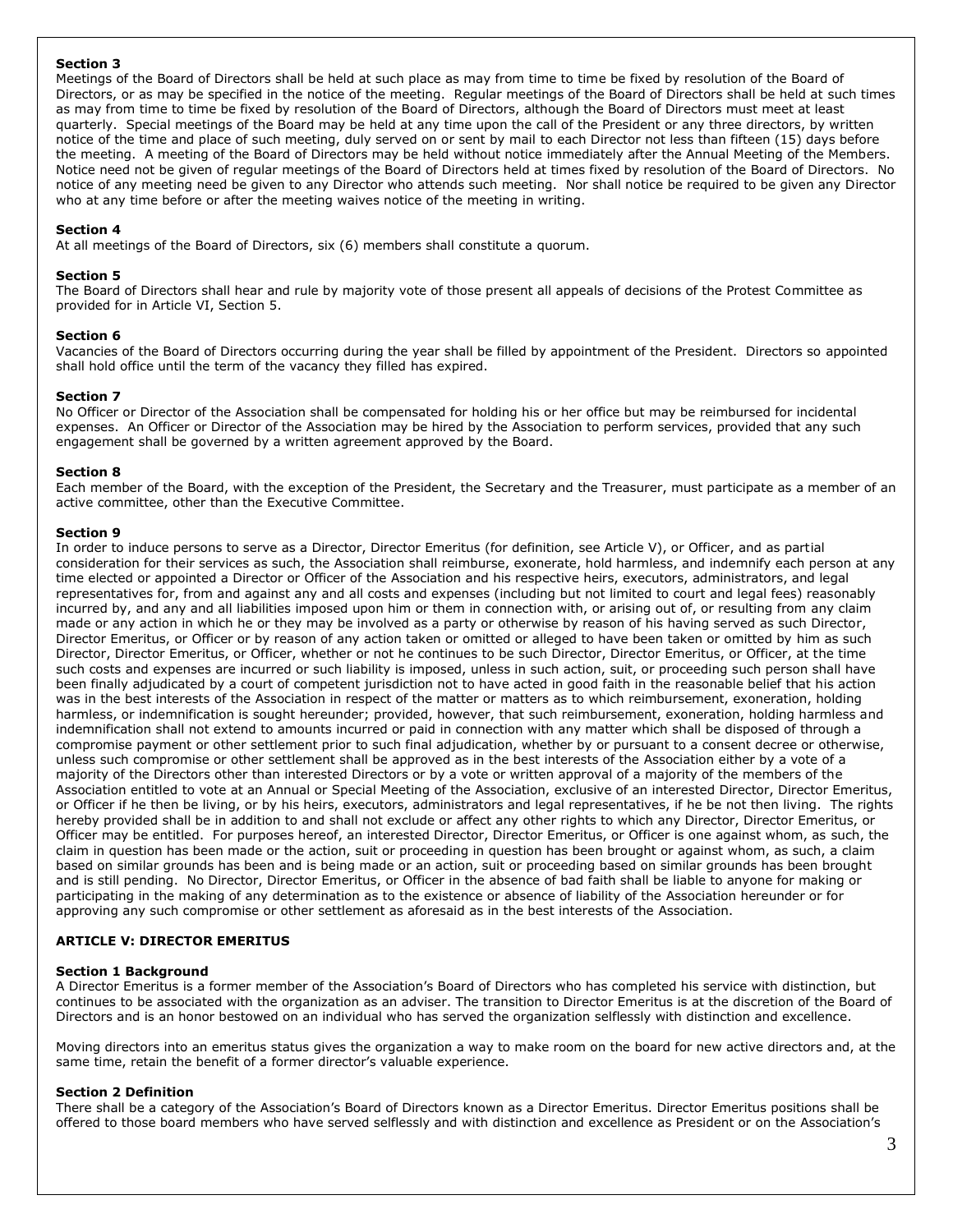**Section 3**
Meetings of the Board of Directors shall be held at such place as may from time to time be fixed by resolution of the Board of Directors, or as may be specified in the notice of the meeting. Regular meetings of the Board of Directors shall be held at such times as may from time to time be fixed by resolution of the Board of Directors, although the Board of Directors must meet at least quarterly. Special meetings of the Board may be held at any time upon the call of the President or any three directors, by written notice of the time and place of such meeting, duly served on or sent by mail to each Director not less than fifteen (15) days before the meeting. A meeting of the Board of Directors may be held without notice immediately after the Annual Meeting of the Members. Notice need not be given of regular meetings of the Board of Directors held at times fixed by resolution of the Board of Directors. No notice of any meeting need be given to any Director who attends such meeting. Nor shall notice be required to be given any Director who at any time before or after the meeting waives notice of the meeting in writing.

**Section 4**
At all meetings of the Board of Directors, six (6) members shall constitute a quorum.

**Section 5**
The Board of Directors shall hear and rule by majority vote of those present all appeals of decisions of the Protest Committee as provided for in Article VI, Section 5.

**Section 6**
Vacancies of the Board of Directors occurring during the year shall be filled by appointment of the President. Directors so appointed shall hold office until the term of the vacancy they filled has expired.

**Section 7**
No Officer or Director of the Association shall be compensated for holding his or her office but may be reimbursed for incidental expenses. An Officer or Director of the Association may be hired by the Association to perform services, provided that any such engagement shall be governed by a written agreement approved by the Board.

**Section 8**
Each member of the Board, with the exception of the President, the Secretary and the Treasurer, must participate as a member of an active committee, other than the Executive Committee.

**Section 9**
In order to induce persons to serve as a Director, Director Emeritus (for definition, see Article V), or Officer, and as partial consideration for their services as such, the Association shall reimburse, exonerate, hold harmless, and indemnify each person at any time elected or appointed a Director or Officer of the Association and his respective heirs, executors, administrators, and legal representatives for, from and against any and all costs and expenses (including but not limited to court and legal fees) reasonably incurred by, and any and all liabilities imposed upon him or them in connection with, or arising out of, or resulting from any claim made or any action in which he or they may be involved as a party or otherwise by reason of his having served as such Director, Director Emeritus, or Officer or by reason of any action taken or omitted or alleged to have been taken or omitted by him as such Director, Director Emeritus, or Officer, whether or not he continues to be such Director, Director Emeritus, or Officer, at the time such costs and expenses are incurred or such liability is imposed, unless in such action, suit, or proceeding such person shall have been finally adjudicated by a court of competent jurisdiction not to have acted in good faith in the reasonable belief that his action was in the best interests of the Association in respect of the matter or matters as to which reimbursement, exoneration, holding harmless, or indemnification is sought hereunder; provided, however, that such reimbursement, exoneration, holding harmless and indemnification shall not extend to amounts incurred or paid in connection with any matter which shall be disposed of through a compromise payment or other settlement prior to such final adjudication, whether by or pursuant to a consent decree or otherwise, unless such compromise or other settlement shall be approved as in the best interests of the Association either by a vote of a majority of the Directors other than interested Directors or by a vote or written approval of a majority of the members of the Association entitled to vote at an Annual or Special Meeting of the Association, exclusive of an interested Director, Director Emeritus, or Officer if he then be living, or by his heirs, executors, administrators and legal representatives, if he be not then living. The rights hereby provided shall be in addition to and shall not exclude or affect any other rights to which any Director, Director Emeritus, or Officer may be entitled. For purposes hereof, an interested Director, Director Emeritus, or Officer is one against whom, as such, the claim in question has been made or the action, suit or proceeding in question has been brought or against whom, as such, a claim based on similar grounds has been and is being made or an action, suit or proceeding based on similar grounds has been brought and is still pending. No Director, Director Emeritus, or Officer in the absence of bad faith shall be liable to anyone for making or participating in the making of any determination as to the existence or absence of liability of the Association hereunder or for approving any such compromise or other settlement as aforesaid as in the best interests of the Association.

## ARTICLE V: DIRECTOR EMERITUS

**Section 1 Background**
A Director Emeritus is a former member of the Association's Board of Directors who has completed his service with distinction, but continues to be associated with the organization as an adviser. The transition to Director Emeritus is at the discretion of the Board of Directors and is an honor bestowed on an individual who has served the organization selflessly with distinction and excellence.

Moving directors into an emeritus status gives the organization a way to make room on the board for new active directors and, at the same time, retain the benefit of a former director's valuable experience.

**Section 2 Definition**
There shall be a category of the Association's Board of Directors known as a Director Emeritus. Director Emeritus positions shall be offered to those board members who have served selflessly and with distinction and excellence as President or on the Association's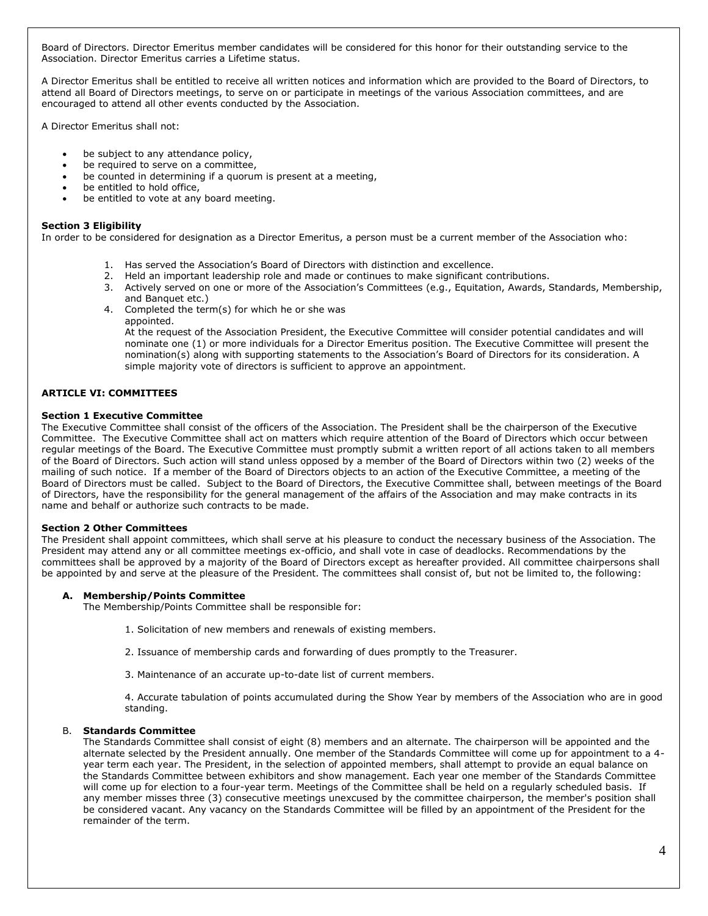Board of Directors. Director Emeritus member candidates will be considered for this honor for their outstanding service to the Association. Director Emeritus carries a Lifetime status.

A Director Emeritus shall be entitled to receive all written notices and information which are provided to the Board of Directors, to attend all Board of Directors meetings, to serve on or participate in meetings of the various Association committees, and are encouraged to attend all other events conducted by the Association.

A Director Emeritus shall not:

- be subject to any attendance policy,
- be required to serve on a committee,
- be counted in determining if a quorum is present at a meeting,
- be entitled to hold office,
- be entitled to vote at any board meeting.

**Section 3 Eligibility**
In order to be considered for designation as a Director Emeritus, a person must be a current member of the Association who:

1. Has served the Association's Board of Directors with distinction and excellence.
2. Held an important leadership role and made or continues to make significant contributions.
3. Actively served on one or more of the Association's Committees (e.g., Equitation, Awards, Standards, Membership, and Banquet etc.)
4. Completed the term(s) for which he or she was appointed.
   At the request of the Association President, the Executive Committee will consider potential candidates and will nominate one (1) or more individuals for a Director Emeritus position. The Executive Committee will present the nomination(s) along with supporting statements to the Association's Board of Directors for its consideration. A simple majority vote of directors is sufficient to approve an appointment.

**ARTICLE VI: COMMITTEES**

**Section 1 Executive Committee**
The Executive Committee shall consist of the officers of the Association. The President shall be the chairperson of the Executive Committee. The Executive Committee shall act on matters which require attention of the Board of Directors which occur between regular meetings of the Board. The Executive Committee must promptly submit a written report of all actions taken to all members of the Board of Directors. Such action will stand unless opposed by a member of the Board of Directors within two (2) weeks of the mailing of such notice. If a member of the Board of Directors objects to an action of the Executive Committee, a meeting of the Board of Directors must be called. Subject to the Board of Directors, the Executive Committee shall, between meetings of the Board of Directors, have the responsibility for the general management of the affairs of the Association and may make contracts in its name and behalf or authorize such contracts to be made.

**Section 2 Other Committees**
The President shall appoint committees, which shall serve at his pleasure to conduct the necessary business of the Association. The President may attend any or all committee meetings ex-officio, and shall vote in case of deadlocks. Recommendations by the committees shall be approved by a majority of the Board of Directors except as hereafter provided. All committee chairpersons shall be appointed by and serve at the pleasure of the President. The committees shall consist of, but not be limited to, the following:

**A. Membership/Points Committee**
The Membership/Points Committee shall be responsible for:

1. Solicitation of new members and renewals of existing members.

2. Issuance of membership cards and forwarding of dues promptly to the Treasurer.

3. Maintenance of an accurate up-to-date list of current members.

4. Accurate tabulation of points accumulated during the Show Year by members of the Association who are in good standing.

B. **Standards Committee**
The Standards Committee shall consist of eight (8) members and an alternate. The chairperson will be appointed and the alternate selected by the President annually. One member of the Standards Committee will come up for appointment to a 4-year term each year. The President, in the selection of appointed members, shall attempt to provide an equal balance on the Standards Committee between exhibitors and show management. Each year one member of the Standards Committee will come up for election to a four-year term. Meetings of the Committee shall be held on a regularly scheduled basis. If any member misses three (3) consecutive meetings unexcused by the committee chairperson, the member's position shall be considered vacant. Any vacancy on the Standards Committee will be filled by an appointment of the President for the remainder of the term.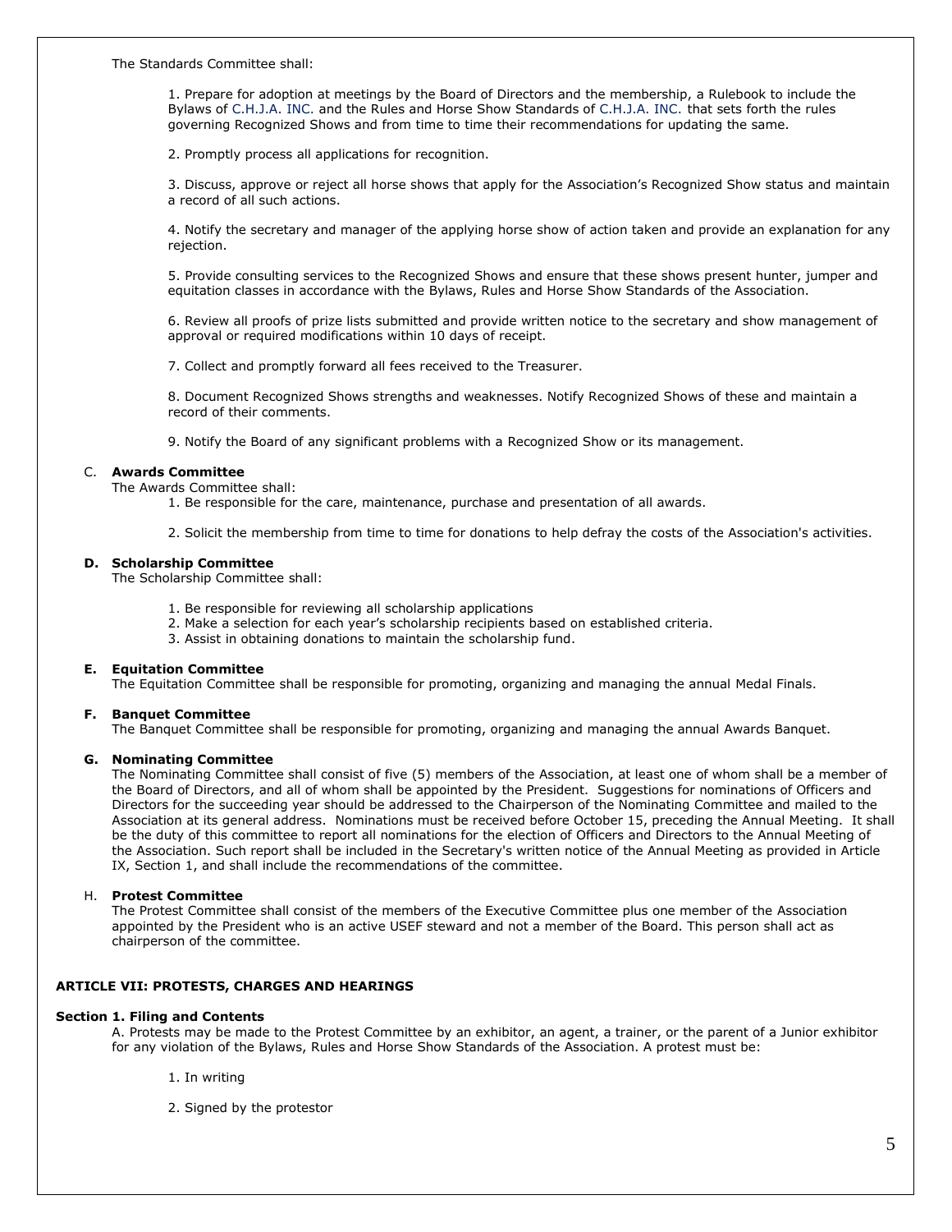The Standards Committee shall:

1. Prepare for adoption at meetings by the Board of Directors and the membership, a Rulebook to include the Bylaws of C.H.J.A. INC. and the Rules and Horse Show Standards of C.H.J.A. INC. that sets forth the rules governing Recognized Shows and from time to time their recommendations for updating the same.

2. Promptly process all applications for recognition.

3. Discuss, approve or reject all horse shows that apply for the Association's Recognized Show status and maintain a record of all such actions.

4. Notify the secretary and manager of the applying horse show of action taken and provide an explanation for any rejection.

5. Provide consulting services to the Recognized Shows and ensure that these shows present hunter, jumper and equitation classes in accordance with the Bylaws, Rules and Horse Show Standards of the Association.

6. Review all proofs of prize lists submitted and provide written notice to the secretary and show management of approval or required modifications within 10 days of receipt.

7. Collect and promptly forward all fees received to the Treasurer.

8. Document Recognized Shows strengths and weaknesses. Notify Recognized Shows of these and maintain a record of their comments.

9. Notify the Board of any significant problems with a Recognized Show or its management.

C. **Awards Committee**

The Awards Committee shall:

1. Be responsible for the care, maintenance, purchase and presentation of all awards.

2. Solicit the membership from time to time for donations to help defray the costs of the Association's activities.

**D. Scholarship Committee**

The Scholarship Committee shall:

1. Be responsible for reviewing all scholarship applications
2. Make a selection for each year's scholarship recipients based on established criteria.
3. Assist in obtaining donations to maintain the scholarship fund.

**E. Equitation Committee**

The Equitation Committee shall be responsible for promoting, organizing and managing the annual Medal Finals.

**F. Banquet Committee**

The Banquet Committee shall be responsible for promoting, organizing and managing the annual Awards Banquet.

**G. Nominating Committee**

The Nominating Committee shall consist of five (5) members of the Association, at least one of whom shall be a member of the Board of Directors, and all of whom shall be appointed by the President. Suggestions for nominations of Officers and Directors for the succeeding year should be addressed to the Chairperson of the Nominating Committee and mailed to the Association at its general address. Nominations must be received before October 15, preceding the Annual Meeting. It shall be the duty of this committee to report all nominations for the election of Officers and Directors to the Annual Meeting of the Association. Such report shall be included in the Secretary's written notice of the Annual Meeting as provided in Article IX, Section 1, and shall include the recommendations of the committee.

H. **Protest Committee**

The Protest Committee shall consist of the members of the Executive Committee plus one member of the Association appointed by the President who is an active USEF steward and not a member of the Board. This person shall act as chairperson of the committee.

## ARTICLE VII: PROTESTS, CHARGES AND HEARINGS

### Section 1. Filing and Contents

A. Protests may be made to the Protest Committee by an exhibitor, an agent, a trainer, or the parent of a Junior exhibitor for any violation of the Bylaws, Rules and Horse Show Standards of the Association. A protest must be:

1. In writing

2. Signed by the protestor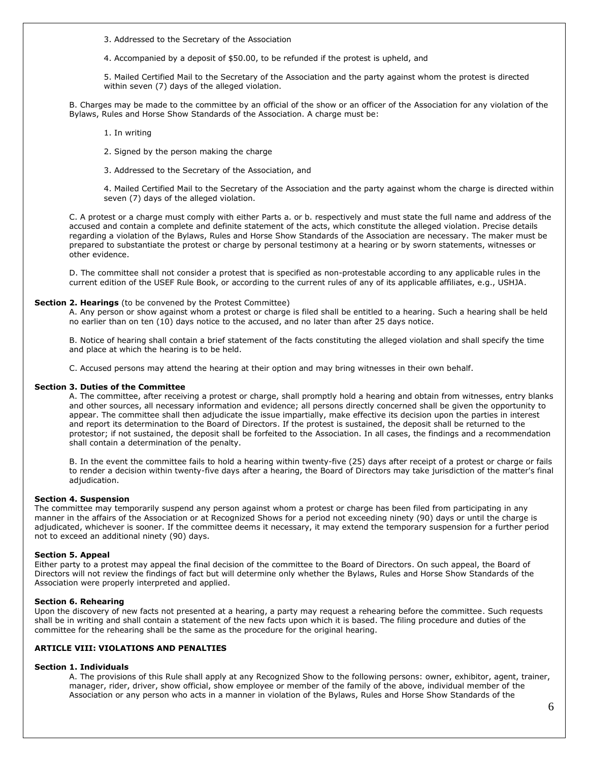3. Addressed to the Secretary of the Association

4. Accompanied by a deposit of $50.00, to be refunded if the protest is upheld, and

5. Mailed Certified Mail to the Secretary of the Association and the party against whom the protest is directed within seven (7) days of the alleged violation.

B. Charges may be made to the committee by an official of the show or an officer of the Association for any violation of the Bylaws, Rules and Horse Show Standards of the Association. A charge must be:

1. In writing

2. Signed by the person making the charge

3. Addressed to the Secretary of the Association, and

4. Mailed Certified Mail to the Secretary of the Association and the party against whom the charge is directed within seven (7) days of the alleged violation.

C. A protest or a charge must comply with either Parts a. or b. respectively and must state the full name and address of the accused and contain a complete and definite statement of the acts, which constitute the alleged violation. Precise details regarding a violation of the Bylaws, Rules and Horse Show Standards of the Association are necessary. The maker must be prepared to substantiate the protest or charge by personal testimony at a hearing or by sworn statements, witnesses or other evidence.

D. The committee shall not consider a protest that is specified as non-protestable according to any applicable rules in the current edition of the USEF Rule Book, or according to the current rules of any of its applicable affiliates, e.g., USHJA.

**Section 2. Hearings** (to be convened by the Protest Committee)

A. Any person or show against whom a protest or charge is filed shall be entitled to a hearing. Such a hearing shall be held no earlier than on ten (10) days notice to the accused, and no later than after 25 days notice.

B. Notice of hearing shall contain a brief statement of the facts constituting the alleged violation and shall specify the time and place at which the hearing is to be held.

C. Accused persons may attend the hearing at their option and may bring witnesses in their own behalf.

**Section 3. Duties of the Committee**

A. The committee, after receiving a protest or charge, shall promptly hold a hearing and obtain from witnesses, entry blanks and other sources, all necessary information and evidence; all persons directly concerned shall be given the opportunity to appear. The committee shall then adjudicate the issue impartially, make effective its decision upon the parties in interest and report its determination to the Board of Directors. If the protest is sustained, the deposit shall be returned to the protestor; if not sustained, the deposit shall be forfeited to the Association. In all cases, the findings and a recommendation shall contain a determination of the penalty.

B. In the event the committee fails to hold a hearing within twenty-five (25) days after receipt of a protest or charge or fails to render a decision within twenty-five days after a hearing, the Board of Directors may take jurisdiction of the matter's final adjudication.

**Section 4. Suspension**

The committee may temporarily suspend any person against whom a protest or charge has been filed from participating in any manner in the affairs of the Association or at Recognized Shows for a period not exceeding ninety (90) days or until the charge is adjudicated, whichever is sooner. If the committee deems it necessary, it may extend the temporary suspension for a further period not to exceed an additional ninety (90) days.

**Section 5. Appeal**

Either party to a protest may appeal the final decision of the committee to the Board of Directors. On such appeal, the Board of Directors will not review the findings of fact but will determine only whether the Bylaws, Rules and Horse Show Standards of the Association were properly interpreted and applied.

**Section 6. Rehearing**

Upon the discovery of new facts not presented at a hearing, a party may request a rehearing before the committee. Such requests shall be in writing and shall contain a statement of the new facts upon which it is based. The filing procedure and duties of the committee for the rehearing shall be the same as the procedure for the original hearing.

## ARTICLE VIII: VIOLATIONS AND PENALTIES

**Section 1. Individuals**

A. The provisions of this Rule shall apply at any Recognized Show to the following persons: owner, exhibitor, agent, trainer, manager, rider, driver, show official, show employee or member of the family of the above, individual member of the Association or any person who acts in a manner in violation of the Bylaws, Rules and Horse Show Standards of the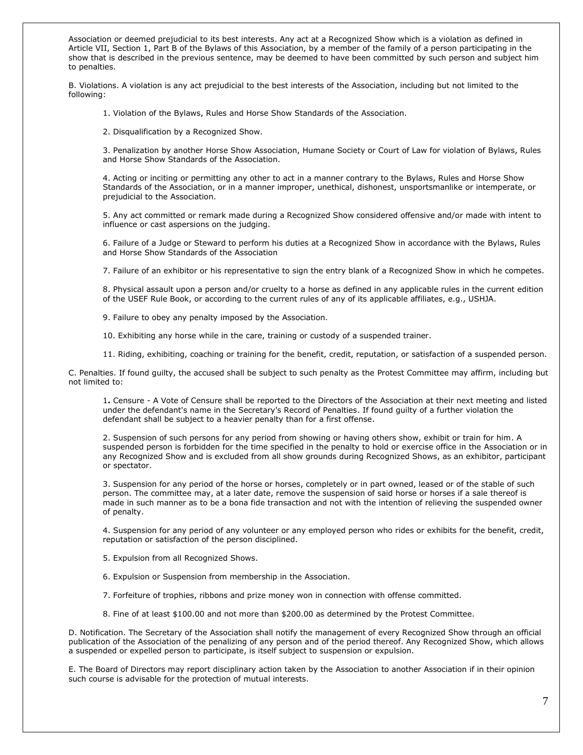Association or deemed prejudicial to its best interests. Any act at a Recognized Show which is a violation as defined in Article VII, Section 1, Part B of the Bylaws of this Association, by a member of the family of a person participating in the show that is described in the previous sentence, may be deemed to have been committed by such person and subject him to penalties.

B. Violations. A violation is any act prejudicial to the best interests of the Association, including but not limited to the following:

1. Violation of the Bylaws, Rules and Horse Show Standards of the Association.

2. Disqualification by a Recognized Show.

3. Penalization by another Horse Show Association, Humane Society or Court of Law for violation of Bylaws, Rules and Horse Show Standards of the Association.

4. Acting or inciting or permitting any other to act in a manner contrary to the Bylaws, Rules and Horse Show Standards of the Association, or in a manner improper, unethical, dishonest, unsportsmanlike or intemperate, or prejudicial to the Association.

5. Any act committed or remark made during a Recognized Show considered offensive and/or made with intent to influence or cast aspersions on the judging.

6. Failure of a Judge or Steward to perform his duties at a Recognized Show in accordance with the Bylaws, Rules and Horse Show Standards of the Association

7. Failure of an exhibitor or his representative to sign the entry blank of a Recognized Show in which he competes.

8. Physical assault upon a person and/or cruelty to a horse as defined in any applicable rules in the current edition of the USEF Rule Book, or according to the current rules of any of its applicable affiliates, e.g., USHJA.

9. Failure to obey any penalty imposed by the Association.

10. Exhibiting any horse while in the care, training or custody of a suspended trainer.

11. Riding, exhibiting, coaching or training for the benefit, credit, reputation, or satisfaction of a suspended person.

C. Penalties. If found guilty, the accused shall be subject to such penalty as the Protest Committee may affirm, including but not limited to:

1. Censure - A Vote of Censure shall be reported to the Directors of the Association at their next meeting and listed under the defendant's name in the Secretary's Record of Penalties. If found guilty of a further violation the defendant shall be subject to a heavier penalty than for a first offense.

2. Suspension of such persons for any period from showing or having others show, exhibit or train for him. A suspended person is forbidden for the time specified in the penalty to hold or exercise office in the Association or in any Recognized Show and is excluded from all show grounds during Recognized Shows, as an exhibitor, participant or spectator.

3. Suspension for any period of the horse or horses, completely or in part owned, leased or of the stable of such person. The committee may, at a later date, remove the suspension of said horse or horses if a sale thereof is made in such manner as to be a bona fide transaction and not with the intention of relieving the suspended owner of penalty.

4. Suspension for any period of any volunteer or any employed person who rides or exhibits for the benefit, credit, reputation or satisfaction of the person disciplined.

5. Expulsion from all Recognized Shows.

6. Expulsion or Suspension from membership in the Association.

7. Forfeiture of trophies, ribbons and prize money won in connection with offense committed.

8. Fine of at least $100.00 and not more than $200.00 as determined by the Protest Committee.

D. Notification. The Secretary of the Association shall notify the management of every Recognized Show through an official publication of the Association of the penalizing of any person and of the period thereof. Any Recognized Show, which allows a suspended or expelled person to participate, is itself subject to suspension or expulsion.

E. The Board of Directors may report disciplinary action taken by the Association to another Association if in their opinion such course is advisable for the protection of mutual interests.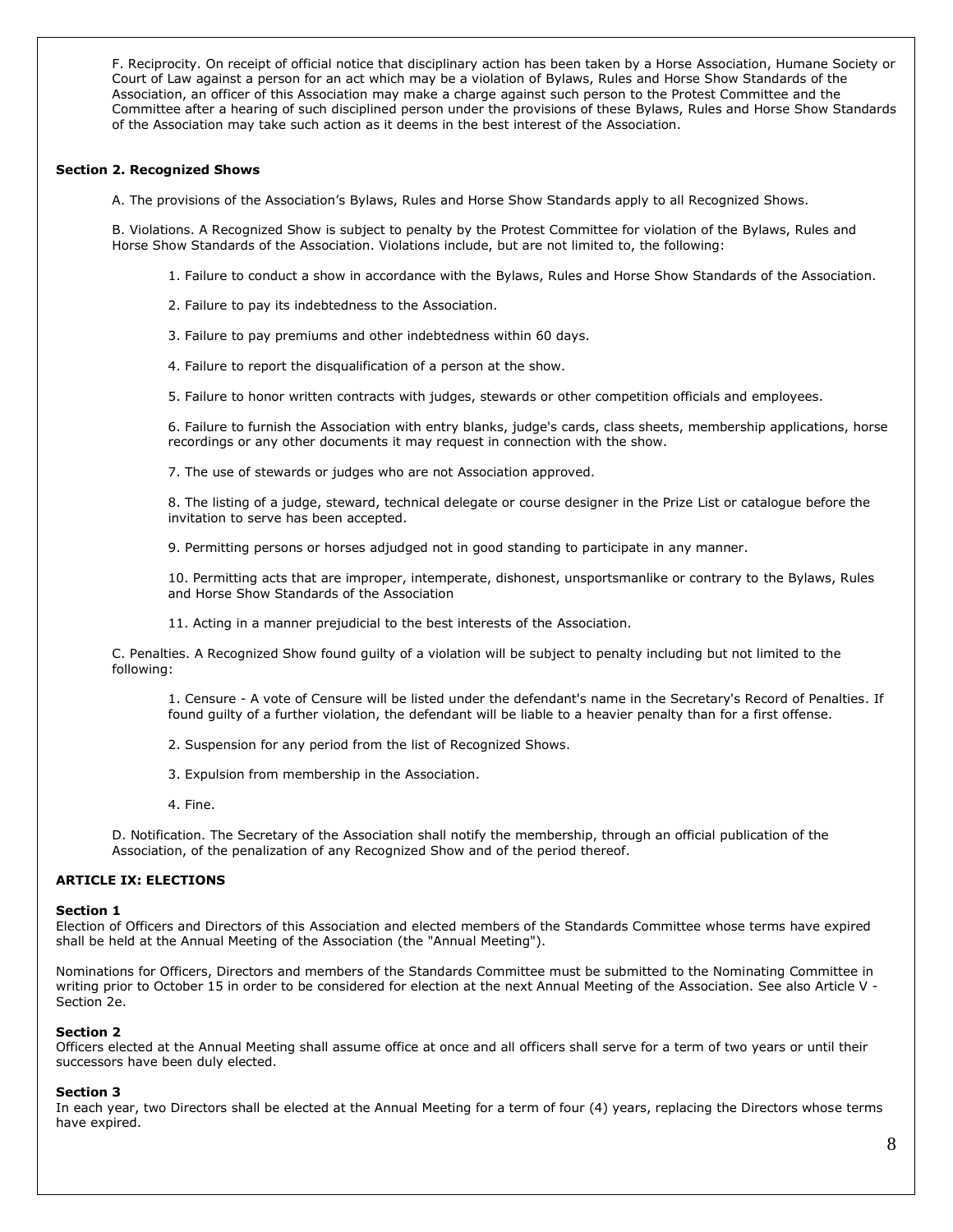F. Reciprocity. On receipt of official notice that disciplinary action has been taken by a Horse Association, Humane Society or Court of Law against a person for an act which may be a violation of Bylaws, Rules and Horse Show Standards of the Association, an officer of this Association may make a charge against such person to the Protest Committee and the Committee after a hearing of such disciplined person under the provisions of these Bylaws, Rules and Horse Show Standards of the Association may take such action as it deems in the best interest of the Association.

**Section 2. Recognized Shows**

A. The provisions of the Association's Bylaws, Rules and Horse Show Standards apply to all Recognized Shows.

B. Violations. A Recognized Show is subject to penalty by the Protest Committee for violation of the Bylaws, Rules and Horse Show Standards of the Association. Violations include, but are not limited to, the following:

1. Failure to conduct a show in accordance with the Bylaws, Rules and Horse Show Standards of the Association.
2. Failure to pay its indebtedness to the Association.
3. Failure to pay premiums and other indebtedness within 60 days.
4. Failure to report the disqualification of a person at the show.
5. Failure to honor written contracts with judges, stewards or other competition officials and employees.
6. Failure to furnish the Association with entry blanks, judge's cards, class sheets, membership applications, horse recordings or any other documents it may request in connection with the show.
7. The use of stewards or judges who are not Association approved.
8. The listing of a judge, steward, technical delegate or course designer in the Prize List or catalogue before the invitation to serve has been accepted.
9. Permitting persons or horses adjudged not in good standing to participate in any manner.
10. Permitting acts that are improper, intemperate, dishonest, unsportsmanlike or contrary to the Bylaws, Rules and Horse Show Standards of the Association
11. Acting in a manner prejudicial to the best interests of the Association.

C. Penalties. A Recognized Show found guilty of a violation will be subject to penalty including but not limited to the following:

1. Censure - A vote of Censure will be listed under the defendant's name in the Secretary's Record of Penalties. If found guilty of a further violation, the defendant will be liable to a heavier penalty than for a first offense.
2. Suspension for any period from the list of Recognized Shows.
3. Expulsion from membership in the Association.
4. Fine.

D. Notification. The Secretary of the Association shall notify the membership, through an official publication of the Association, of the penalization of any Recognized Show and of the period thereof.

## ARTICLE IX: ELECTIONS

**Section 1**

Election of Officers and Directors of this Association and elected members of the Standards Committee whose terms have expired shall be held at the Annual Meeting of the Association (the "Annual Meeting").

Nominations for Officers, Directors and members of the Standards Committee must be submitted to the Nominating Committee in writing prior to October 15 in order to be considered for election at the next Annual Meeting of the Association. See also Article V - Section 2e.

**Section 2**

Officers elected at the Annual Meeting shall assume office at once and all officers shall serve for a term of two years or until their successors have been duly elected.

**Section 3**

In each year, two Directors shall be elected at the Annual Meeting for a term of four (4) years, replacing the Directors whose terms have expired.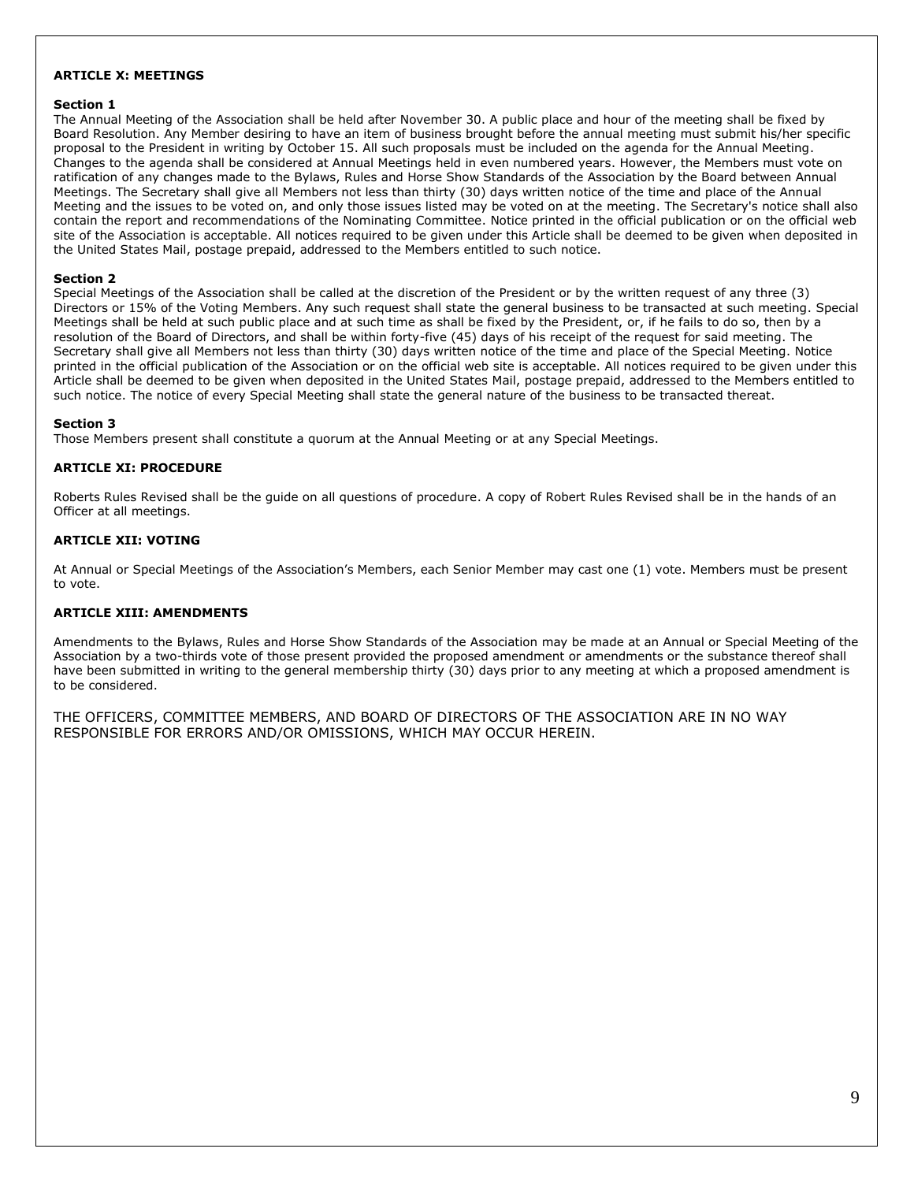## ARTICLE X: MEETINGS

### Section 1

The Annual Meeting of the Association shall be held after November 30. A public place and hour of the meeting shall be fixed by Board Resolution. Any Member desiring to have an item of business brought before the annual meeting must submit his/her specific proposal to the President in writing by October 15. All such proposals must be included on the agenda for the Annual Meeting. Changes to the agenda shall be considered at Annual Meetings held in even numbered years. However, the Members must vote on ratification of any changes made to the Bylaws, Rules and Horse Show Standards of the Association by the Board between Annual Meetings. The Secretary shall give all Members not less than thirty (30) days written notice of the time and place of the Annual Meeting and the issues to be voted on, and only those issues listed may be voted on at the meeting. The Secretary's notice shall also contain the report and recommendations of the Nominating Committee. Notice printed in the official publication or on the official web site of the Association is acceptable. All notices required to be given under this Article shall be deemed to be given when deposited in the United States Mail, postage prepaid, addressed to the Members entitled to such notice.

### Section 2

Special Meetings of the Association shall be called at the discretion of the President or by the written request of any three (3) Directors or 15% of the Voting Members. Any such request shall state the general business to be transacted at such meeting. Special Meetings shall be held at such public place and at such time as shall be fixed by the President, or, if he fails to do so, then by a resolution of the Board of Directors, and shall be within forty-five (45) days of his receipt of the request for said meeting. The Secretary shall give all Members not less than thirty (30) days written notice of the time and place of the Special Meeting. Notice printed in the official publication of the Association or on the official web site is acceptable. All notices required to be given under this Article shall be deemed to be given when deposited in the United States Mail, postage prepaid, addressed to the Members entitled to such notice. The notice of every Special Meeting shall state the general nature of the business to be transacted thereat.

### Section 3

Those Members present shall constitute a quorum at the Annual Meeting or at any Special Meetings.

## ARTICLE XI: PROCEDURE

Roberts Rules Revised shall be the guide on all questions of procedure. A copy of Robert Rules Revised shall be in the hands of an Officer at all meetings.

## ARTICLE XII: VOTING

At Annual or Special Meetings of the Association's Members, each Senior Member may cast one (1) vote. Members must be present to vote.

## ARTICLE XIII: AMENDMENTS

Amendments to the Bylaws, Rules and Horse Show Standards of the Association may be made at an Annual or Special Meeting of the Association by a two-thirds vote of those present provided the proposed amendment or amendments or the substance thereof shall have been submitted in writing to the general membership thirty (30) days prior to any meeting at which a proposed amendment is to be considered.

THE OFFICERS, COMMITTEE MEMBERS, AND BOARD OF DIRECTORS OF THE ASSOCIATION ARE IN NO WAY RESPONSIBLE FOR ERRORS AND/OR OMISSIONS, WHICH MAY OCCUR HEREIN.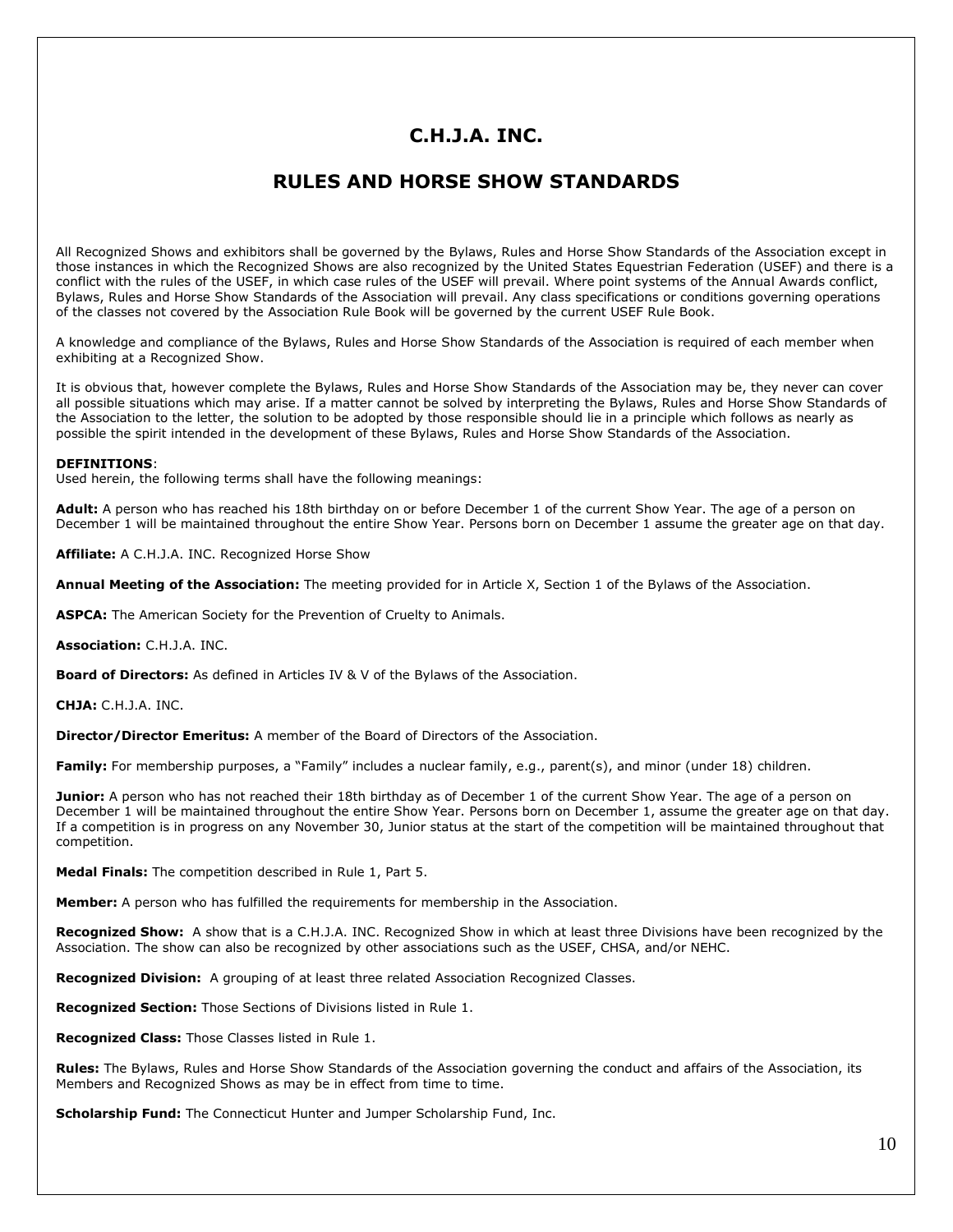# C.H.J.A. INC.

## RULES AND HORSE SHOW STANDARDS

All Recognized Shows and exhibitors shall be governed by the Bylaws, Rules and Horse Show Standards of the Association except in those instances in which the Recognized Shows are also recognized by the United States Equestrian Federation (USEF) and there is a conflict with the rules of the USEF, in which case rules of the USEF will prevail. Where point systems of the Annual Awards conflict, Bylaws, Rules and Horse Show Standards of the Association will prevail. Any class specifications or conditions governing operations of the classes not covered by the Association Rule Book will be governed by the current USEF Rule Book.

A knowledge and compliance of the Bylaws, Rules and Horse Show Standards of the Association is required of each member when exhibiting at a Recognized Show.

It is obvious that, however complete the Bylaws, Rules and Horse Show Standards of the Association may be, they never can cover all possible situations which may arise. If a matter cannot be solved by interpreting the Bylaws, Rules and Horse Show Standards of the Association to the letter, the solution to be adopted by those responsible should lie in a principle which follows as nearly as possible the spirit intended in the development of these Bylaws, Rules and Horse Show Standards of the Association.

**DEFINITIONS**:
Used herein, the following terms shall have the following meanings:

**Adult:** A person who has reached his 18th birthday on or before December 1 of the current Show Year. The age of a person on December 1 will be maintained throughout the entire Show Year. Persons born on December 1 assume the greater age on that day.

**Affiliate:** A C.H.J.A. INC. Recognized Horse Show

**Annual Meeting of the Association:** The meeting provided for in Article X, Section 1 of the Bylaws of the Association.

**ASPCA:** The American Society for the Prevention of Cruelty to Animals.

**Association:** C.H.J.A. INC.

**Board of Directors:** As defined in Articles IV & V of the Bylaws of the Association.

**CHJA:** C.H.J.A. INC.

**Director/Director Emeritus:** A member of the Board of Directors of the Association.

**Family:** For membership purposes, a "Family" includes a nuclear family, e.g., parent(s), and minor (under 18) children.

**Junior:** A person who has not reached their 18th birthday as of December 1 of the current Show Year. The age of a person on December 1 will be maintained throughout the entire Show Year. Persons born on December 1, assume the greater age on that day. If a competition is in progress on any November 30, Junior status at the start of the competition will be maintained throughout that competition.

**Medal Finals:** The competition described in Rule 1, Part 5.

**Member:** A person who has fulfilled the requirements for membership in the Association.

**Recognized Show:** A show that is a C.H.J.A. INC. Recognized Show in which at least three Divisions have been recognized by the Association. The show can also be recognized by other associations such as the USEF, CHSA, and/or NEHC.

**Recognized Division:** A grouping of at least three related Association Recognized Classes.

**Recognized Section:** Those Sections of Divisions listed in Rule 1.

**Recognized Class:** Those Classes listed in Rule 1.

**Rules:** The Bylaws, Rules and Horse Show Standards of the Association governing the conduct and affairs of the Association, its Members and Recognized Shows as may be in effect from time to time.

**Scholarship Fund:** The Connecticut Hunter and Jumper Scholarship Fund, Inc.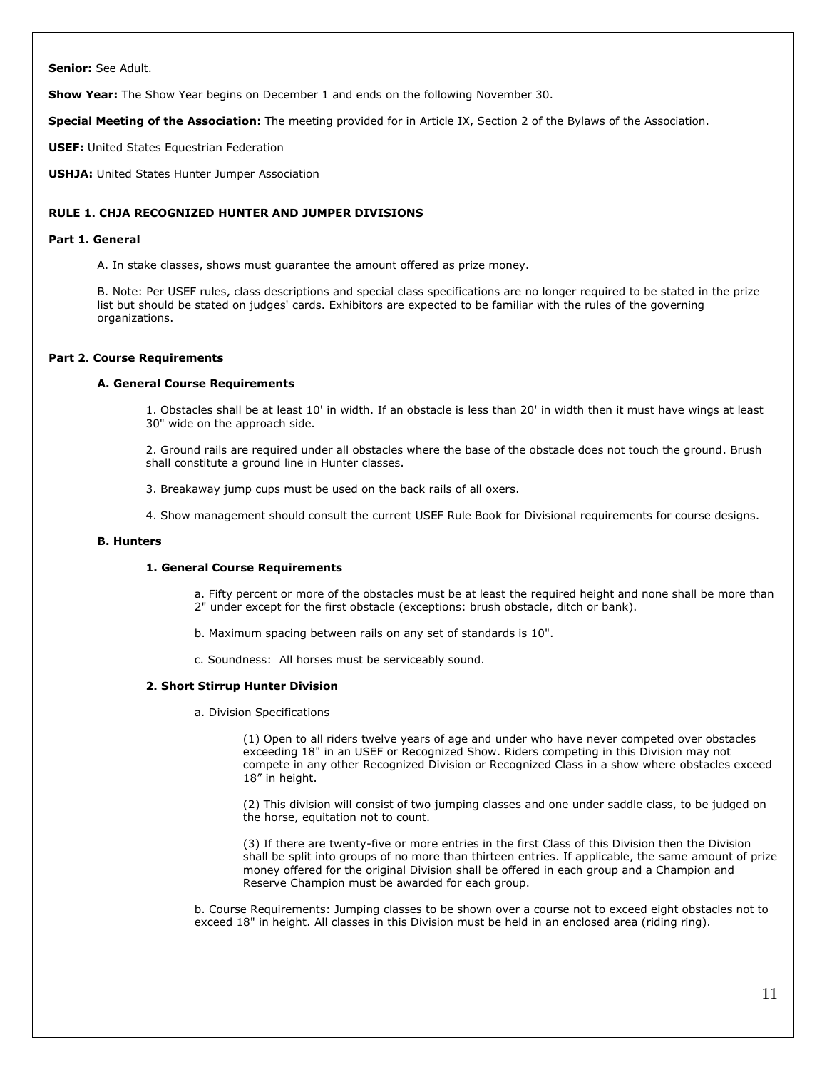**Senior:** See Adult.

**Show Year:** The Show Year begins on December 1 and ends on the following November 30.

**Special Meeting of the Association:** The meeting provided for in Article IX, Section 2 of the Bylaws of the Association.

**USEF:** United States Equestrian Federation

**USHJA:** United States Hunter Jumper Association

## RULE 1. CHJA RECOGNIZED HUNTER AND JUMPER DIVISIONS

### Part 1. General

A. In stake classes, shows must guarantee the amount offered as prize money.

B. Note: Per USEF rules, class descriptions and special class specifications are no longer required to be stated in the prize list but should be stated on judges' cards. Exhibitors are expected to be familiar with the rules of the governing organizations.

### Part 2. Course Requirements

#### A. General Course Requirements

1. Obstacles shall be at least 10' in width. If an obstacle is less than 20' in width then it must have wings at least 30" wide on the approach side.

2. Ground rails are required under all obstacles where the base of the obstacle does not touch the ground. Brush shall constitute a ground line in Hunter classes.

3. Breakaway jump cups must be used on the back rails of all oxers.

4. Show management should consult the current USEF Rule Book for Divisional requirements for course designs.

#### B. Hunters

##### 1. General Course Requirements

a. Fifty percent or more of the obstacles must be at least the required height and none shall be more than 2" under except for the first obstacle (exceptions: brush obstacle, ditch or bank).

b. Maximum spacing between rails on any set of standards is 10".

c. Soundness: All horses must be serviceably sound.

##### 2. Short Stirrup Hunter Division

a. Division Specifications

(1) Open to all riders twelve years of age and under who have never competed over obstacles exceeding 18" in an USEF or Recognized Show. Riders competing in this Division may not compete in any other Recognized Division or Recognized Class in a show where obstacles exceed 18” in height.

(2) This division will consist of two jumping classes and one under saddle class, to be judged on the horse, equitation not to count.

(3) If there are twenty-five or more entries in the first Class of this Division then the Division shall be split into groups of no more than thirteen entries. If applicable, the same amount of prize money offered for the original Division shall be offered in each group and a Champion and Reserve Champion must be awarded for each group.

b. Course Requirements: Jumping classes to be shown over a course not to exceed eight obstacles not to exceed 18" in height. All classes in this Division must be held in an enclosed area (riding ring).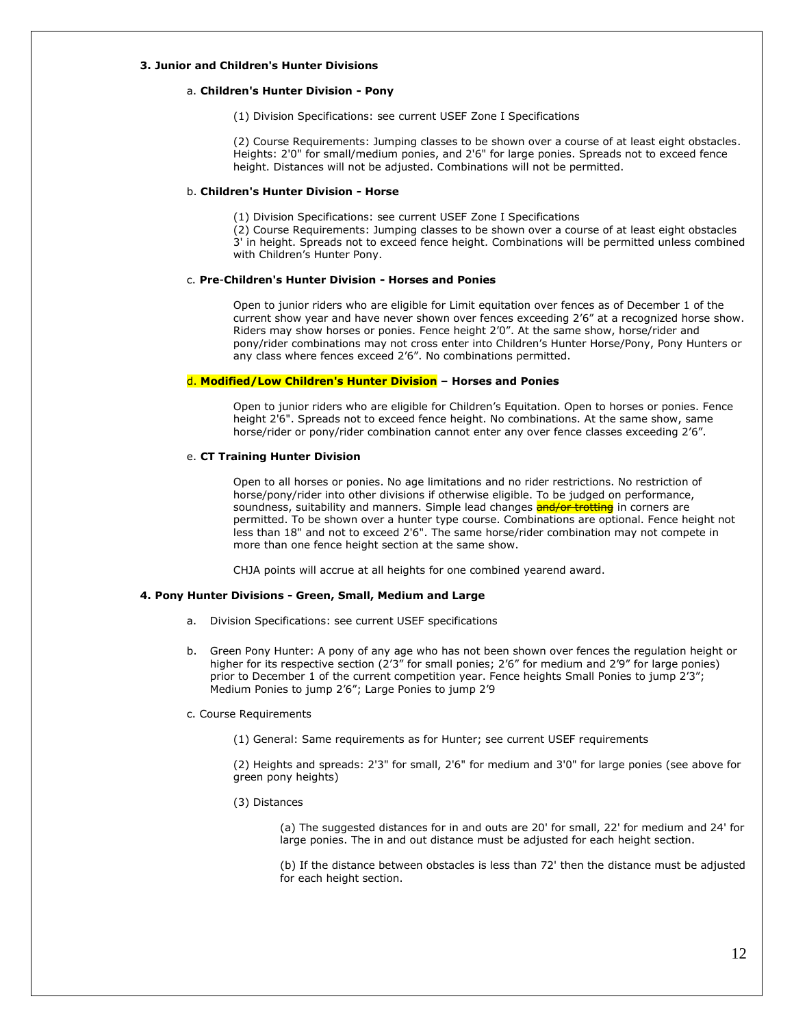### 3. Junior and Children's Hunter Divisions

a. **Children's Hunter Division - Pony**

(1) Division Specifications: see current USEF Zone I Specifications

(2) Course Requirements: Jumping classes to be shown over a course of at least eight obstacles. Heights: 2'0" for small/medium ponies, and 2'6" for large ponies. Spreads not to exceed fence height. Distances will not be adjusted. Combinations will not be permitted.

b. **Children's Hunter Division - Horse**

(1) Division Specifications: see current USEF Zone I Specifications

(2) Course Requirements: Jumping classes to be shown over a course of at least eight obstacles 3' in height. Spreads not to exceed fence height. Combinations will be permitted unless combined with Children's Hunter Pony.

c. **Pre-Children's Hunter Division - Horses and Ponies**

Open to junior riders who are eligible for Limit equitation over fences as of December 1 of the current show year and have never shown over fences exceeding 2'6" at a recognized horse show. Riders may show horses or ponies. Fence height 2'0". At the same show, horse/rider and pony/rider combinations may not cross enter into Children's Hunter Horse/Pony, Pony Hunters or any class where fences exceed 2'6". No combinations permitted.

d. **Modified/Low Children's Hunter Division – Horses and Ponies**

Open to junior riders who are eligible for Children's Equitation. Open to horses or ponies. Fence height 2'6". Spreads not to exceed fence height. No combinations. At the same show, same horse/rider or pony/rider combination cannot enter any over fence classes exceeding 2'6".

e. **CT Training Hunter Division**

Open to all horses or ponies. No age limitations and no rider restrictions. No restriction of horse/pony/rider into other divisions if otherwise eligible. To be judged on performance, soundness, suitability and manners. Simple lead changes ~~and/or trotting~~ in corners are permitted. To be shown over a hunter type course. Combinations are optional. Fence height not less than 18" and not to exceed 2'6". The same horse/rider combination may not compete in more than one fence height section at the same show.

CHJA points will accrue at all heights for one combined yearend award.

### 4. Pony Hunter Divisions - Green, Small, Medium and Large

a. Division Specifications: see current USEF specifications

b. Green Pony Hunter: A pony of any age who has not been shown over fences the regulation height or higher for its respective section (2'3" for small ponies; 2'6" for medium and 2'9" for large ponies) prior to December 1 of the current competition year. Fence heights Small Ponies to jump 2'3"; Medium Ponies to jump 2'6"; Large Ponies to jump 2'9

c. Course Requirements

(1) General: Same requirements as for Hunter; see current USEF requirements

(2) Heights and spreads: 2'3" for small, 2'6" for medium and 3'0" for large ponies (see above for green pony heights)

(3) Distances

(a) The suggested distances for in and outs are 20' for small, 22' for medium and 24' for large ponies. The in and out distance must be adjusted for each height section.

(b) If the distance between obstacles is less than 72' then the distance must be adjusted for each height section.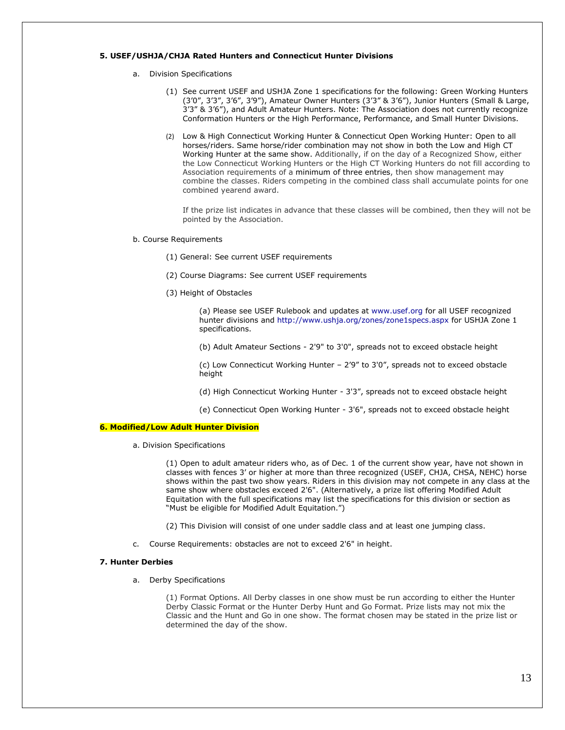### 5. USEF/USHJA/CHJA Rated Hunters and Connecticut Hunter Divisions

a. Division Specifications

(1) See current USEF and USHJA Zone 1 specifications for the following: Green Working Hunters (3'0", 3'3", 3'6", 3'9"), Amateur Owner Hunters (3'3" & 3'6"), Junior Hunters (Small & Large, 3'3" & 3'6"), and Adult Amateur Hunters. Note: The Association does not currently recognize Conformation Hunters or the High Performance, Performance, and Small Hunter Divisions.

(2) Low & High Connecticut Working Hunter & Connecticut Open Working Hunter: Open to all horses/riders. Same horse/rider combination may not show in both the Low and High CT Working Hunter at the same show. Additionally, if on the day of a Recognized Show, either the Low Connecticut Working Hunters or the High CT Working Hunters do not fill according to Association requirements of a minimum of three entries, then show management may combine the classes. Riders competing in the combined class shall accumulate points for one combined yearend award.

If the prize list indicates in advance that these classes will be combined, then they will not be pointed by the Association.

b. Course Requirements

(1) General: See current USEF requirements

(2) Course Diagrams: See current USEF requirements

(3) Height of Obstacles

(a) Please see USEF Rulebook and updates at www.usef.org for all USEF recognized hunter divisions and http://www.ushja.org/zones/zone1specs.aspx for USHJA Zone 1 specifications.

(b) Adult Amateur Sections - 2'9" to 3'0", spreads not to exceed obstacle height

(c) Low Connecticut Working Hunter – 2'9" to 3'0", spreads not to exceed obstacle height

(d) High Connecticut Working Hunter - 3'3", spreads not to exceed obstacle height

(e) Connecticut Open Working Hunter - 3'6", spreads not to exceed obstacle height

### 6. Modified/Low Adult Hunter Division

a. Division Specifications

(1) Open to adult amateur riders who, as of Dec. 1 of the current show year, have not shown in classes with fences 3' or higher at more than three recognized (USEF, CHJA, CHSA, NEHC) horse shows within the past two show years. Riders in this division may not compete in any class at the same show where obstacles exceed 2'6". (Alternatively, a prize list offering Modified Adult Equitation with the full specifications may list the specifications for this division or section as "Must be eligible for Modified Adult Equitation.")

(2) This Division will consist of one under saddle class and at least one jumping class.

c. Course Requirements: obstacles are not to exceed 2'6" in height.

### 7. Hunter Derbies

a. Derby Specifications

(1) Format Options. All Derby classes in one show must be run according to either the Hunter Derby Classic Format or the Hunter Derby Hunt and Go Format. Prize lists may not mix the Classic and the Hunt and Go in one show. The format chosen may be stated in the prize list or determined the day of the show.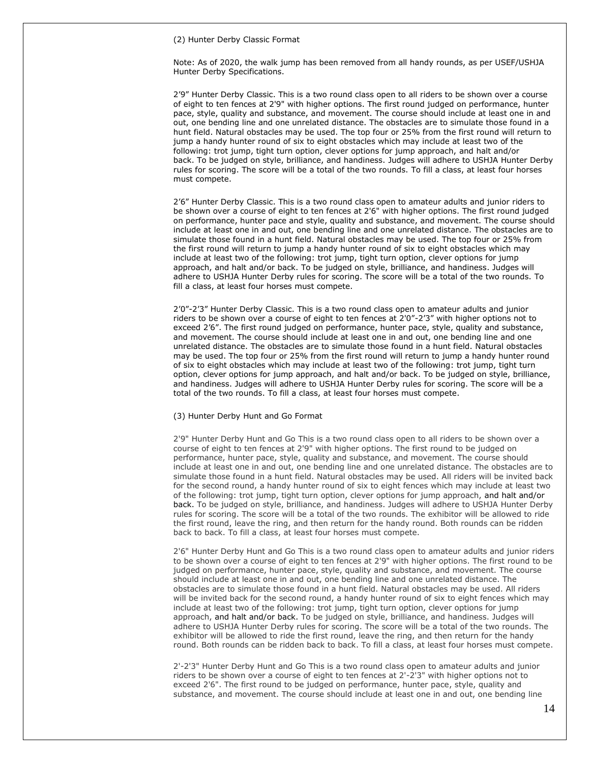(2) Hunter Derby Classic Format

Note: As of 2020, the walk jump has been removed from all handy rounds, as per USEF/USHJA Hunter Derby Specifications.

2'9" Hunter Derby Classic. This is a two round class open to all riders to be shown over a course of eight to ten fences at 2'9" with higher options. The first round judged on performance, hunter pace, style, quality and substance, and movement. The course should include at least one in and out, one bending line and one unrelated distance. The obstacles are to simulate those found in a hunt field. Natural obstacles may be used. The top four or 25% from the first round will return to jump a handy hunter round of six to eight obstacles which may include at least two of the following: trot jump, tight turn option, clever options for jump approach, and halt and/or back. To be judged on style, brilliance, and handiness. Judges will adhere to USHJA Hunter Derby rules for scoring. The score will be a total of the two rounds. To fill a class, at least four horses must compete.

2'6" Hunter Derby Classic. This is a two round class open to amateur adults and junior riders to be shown over a course of eight to ten fences at 2'6" with higher options. The first round judged on performance, hunter pace and style, quality and substance, and movement. The course should include at least one in and out, one bending line and one unrelated distance. The obstacles are to simulate those found in a hunt field. Natural obstacles may be used. The top four or 25% from the first round will return to jump a handy hunter round of six to eight obstacles which may include at least two of the following: trot jump, tight turn option, clever options for jump approach, and halt and/or back. To be judged on style, brilliance, and handiness. Judges will adhere to USHJA Hunter Derby rules for scoring. The score will be a total of the two rounds. To fill a class, at least four horses must compete.

2'0"-2'3" Hunter Derby Classic. This is a two round class open to amateur adults and junior riders to be shown over a course of eight to ten fences at 2'0"-2'3" with higher options not to exceed 2'6". The first round judged on performance, hunter pace, style, quality and substance, and movement. The course should include at least one in and out, one bending line and one unrelated distance. The obstacles are to simulate those found in a hunt field. Natural obstacles may be used. The top four or 25% from the first round will return to jump a handy hunter round of six to eight obstacles which may include at least two of the following: trot jump, tight turn option, clever options for jump approach, and halt and/or back. To be judged on style, brilliance, and handiness. Judges will adhere to USHJA Hunter Derby rules for scoring. The score will be a total of the two rounds. To fill a class, at least four horses must compete.

(3) Hunter Derby Hunt and Go Format

2'9" Hunter Derby Hunt and Go This is a two round class open to all riders to be shown over a course of eight to ten fences at 2'9" with higher options. The first round to be judged on performance, hunter pace, style, quality and substance, and movement. The course should include at least one in and out, one bending line and one unrelated distance. The obstacles are to simulate those found in a hunt field. Natural obstacles may be used. All riders will be invited back for the second round, a handy hunter round of six to eight fences which may include at least two of the following: trot jump, tight turn option, clever options for jump approach, and halt and/or back. To be judged on style, brilliance, and handiness. Judges will adhere to USHJA Hunter Derby rules for scoring. The score will be a total of the two rounds. The exhibitor will be allowed to ride the first round, leave the ring, and then return for the handy round. Both rounds can be ridden back to back. To fill a class, at least four horses must compete.

2'6" Hunter Derby Hunt and Go This is a two round class open to amateur adults and junior riders to be shown over a course of eight to ten fences at 2'9" with higher options. The first round to be judged on performance, hunter pace, style, quality and substance, and movement. The course should include at least one in and out, one bending line and one unrelated distance. The obstacles are to simulate those found in a hunt field. Natural obstacles may be used. All riders will be invited back for the second round, a handy hunter round of six to eight fences which may include at least two of the following: trot jump, tight turn option, clever options for jump approach, and halt and/or back. To be judged on style, brilliance, and handiness. Judges will adhere to USHJA Hunter Derby rules for scoring. The score will be a total of the two rounds. The exhibitor will be allowed to ride the first round, leave the ring, and then return for the handy round. Both rounds can be ridden back to back. To fill a class, at least four horses must compete.

2'-2'3" Hunter Derby Hunt and Go This is a two round class open to amateur adults and junior riders to be shown over a course of eight to ten fences at 2'-2'3" with higher options not to exceed 2'6". The first round to be judged on performance, hunter pace, style, quality and substance, and movement. The course should include at least one in and out, one bending line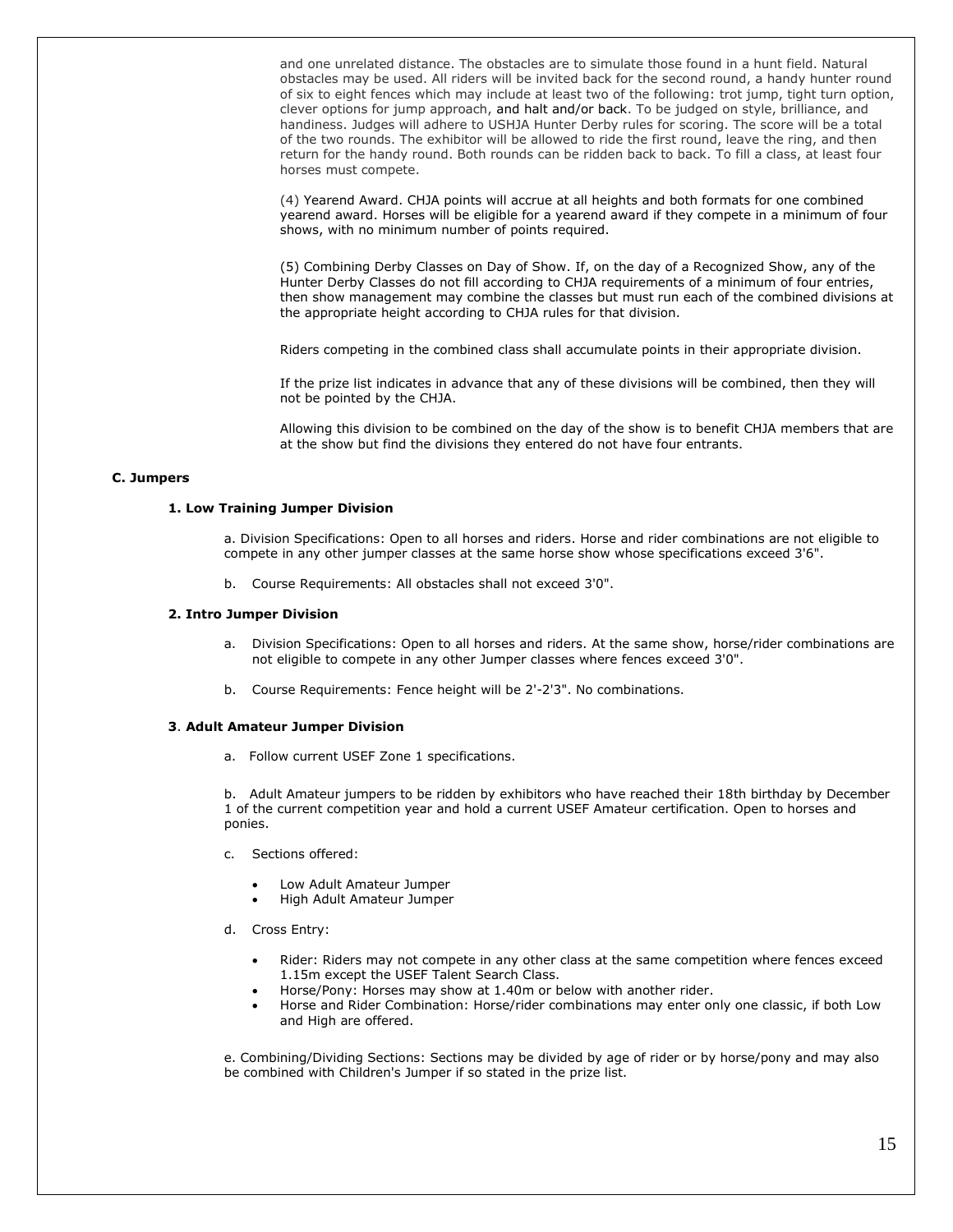and one unrelated distance. The obstacles are to simulate those found in a hunt field. Natural obstacles may be used. All riders will be invited back for the second round, a handy hunter round of six to eight fences which may include at least two of the following: trot jump, tight turn option, clever options for jump approach, and halt and/or back. To be judged on style, brilliance, and handiness. Judges will adhere to USHJA Hunter Derby rules for scoring. The score will be a total of the two rounds. The exhibitor will be allowed to ride the first round, leave the ring, and then return for the handy round. Both rounds can be ridden back to back. To fill a class, at least four horses must compete.

(4) Yearend Award. CHJA points will accrue at all heights and both formats for one combined yearend award. Horses will be eligible for a yearend award if they compete in a minimum of four shows, with no minimum number of points required.

(5) Combining Derby Classes on Day of Show. If, on the day of a Recognized Show, any of the Hunter Derby Classes do not fill according to CHJA requirements of a minimum of four entries, then show management may combine the classes but must run each of the combined divisions at the appropriate height according to CHJA rules for that division.

Riders competing in the combined class shall accumulate points in their appropriate division.

If the prize list indicates in advance that any of these divisions will be combined, then they will not be pointed by the CHJA.

Allowing this division to be combined on the day of the show is to benefit CHJA members that are at the show but find the divisions they entered do not have four entrants.

## C. Jumpers

### 1. Low Training Jumper Division

a. Division Specifications: Open to all horses and riders. Horse and rider combinations are not eligible to compete in any other jumper classes at the same horse show whose specifications exceed 3'6".

b. Course Requirements: All obstacles shall not exceed 3'0".

### 2. Intro Jumper Division

a. Division Specifications: Open to all horses and riders. At the same show, horse/rider combinations are not eligible to compete in any other Jumper classes where fences exceed 3'0".

b. Course Requirements: Fence height will be 2'-2'3". No combinations.

### 3. Adult Amateur Jumper Division

a. Follow current USEF Zone 1 specifications.

b. Adult Amateur jumpers to be ridden by exhibitors who have reached their 18th birthday by December 1 of the current competition year and hold a current USEF Amateur certification. Open to horses and ponies.

c. Sections offered:

- Low Adult Amateur Jumper
- High Adult Amateur Jumper

d. Cross Entry:

- Rider: Riders may not compete in any other class at the same competition where fences exceed 1.15m except the USEF Talent Search Class.
- Horse/Pony: Horses may show at 1.40m or below with another rider.
- Horse and Rider Combination: Horse/rider combinations may enter only one classic, if both Low and High are offered.

e. Combining/Dividing Sections: Sections may be divided by age of rider or by horse/pony and may also be combined with Children's Jumper if so stated in the prize list.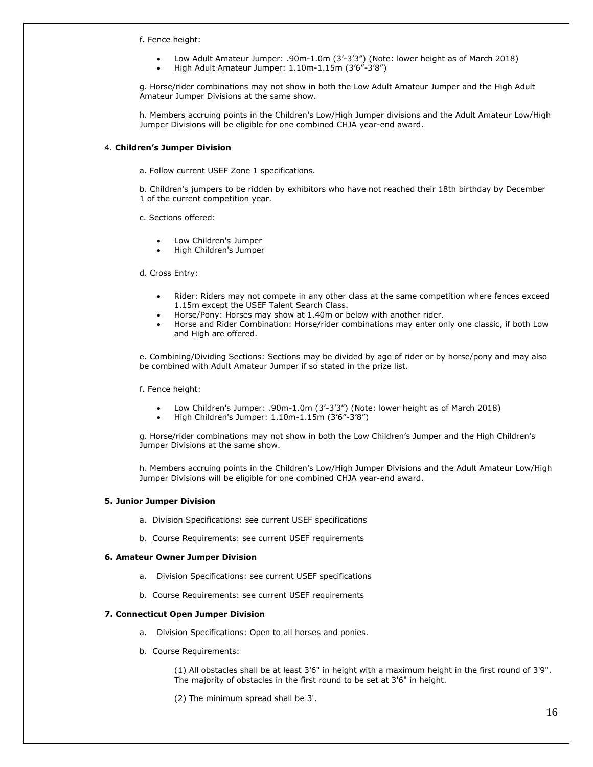f. Fence height:

- Low Adult Amateur Jumper: .90m-1.0m (3'-3'3") (Note: lower height as of March 2018)
- High Adult Amateur Jumper: 1.10m-1.15m (3'6"-3'8")

g. Horse/rider combinations may not show in both the Low Adult Amateur Jumper and the High Adult Amateur Jumper Divisions at the same show.

h. Members accruing points in the Children's Low/High Jumper divisions and the Adult Amateur Low/High Jumper Divisions will be eligible for one combined CHJA year-end award.

4. **Children's Jumper Division**

a. Follow current USEF Zone 1 specifications.

b. Children's jumpers to be ridden by exhibitors who have not reached their 18th birthday by December 1 of the current competition year.

c. Sections offered:

- Low Children's Jumper
- High Children's Jumper

d. Cross Entry:

- Rider: Riders may not compete in any other class at the same competition where fences exceed 1.15m except the USEF Talent Search Class.
- Horse/Pony: Horses may show at 1.40m or below with another rider.
- Horse and Rider Combination: Horse/rider combinations may enter only one classic, if both Low and High are offered.

e. Combining/Dividing Sections: Sections may be divided by age of rider or by horse/pony and may also be combined with Adult Amateur Jumper if so stated in the prize list.

f. Fence height:

- Low Children's Jumper: .90m-1.0m (3'-3'3") (Note: lower height as of March 2018)
- High Children's Jumper: 1.10m-1.15m (3'6"-3'8")

g. Horse/rider combinations may not show in both the Low Children's Jumper and the High Children's Jumper Divisions at the same show.

h. Members accruing points in the Children's Low/High Jumper Divisions and the Adult Amateur Low/High Jumper Divisions will be eligible for one combined CHJA year-end award.

**5. Junior Jumper Division**

a. Division Specifications: see current USEF specifications

b. Course Requirements: see current USEF requirements

**6. Amateur Owner Jumper Division**

a. Division Specifications: see current USEF specifications

b. Course Requirements: see current USEF requirements

**7. Connecticut Open Jumper Division**

a. Division Specifications: Open to all horses and ponies.

b. Course Requirements:

(1) All obstacles shall be at least 3'6" in height with a maximum height in the first round of 3'9". The majority of obstacles in the first round to be set at 3'6" in height.

(2) The minimum spread shall be 3'.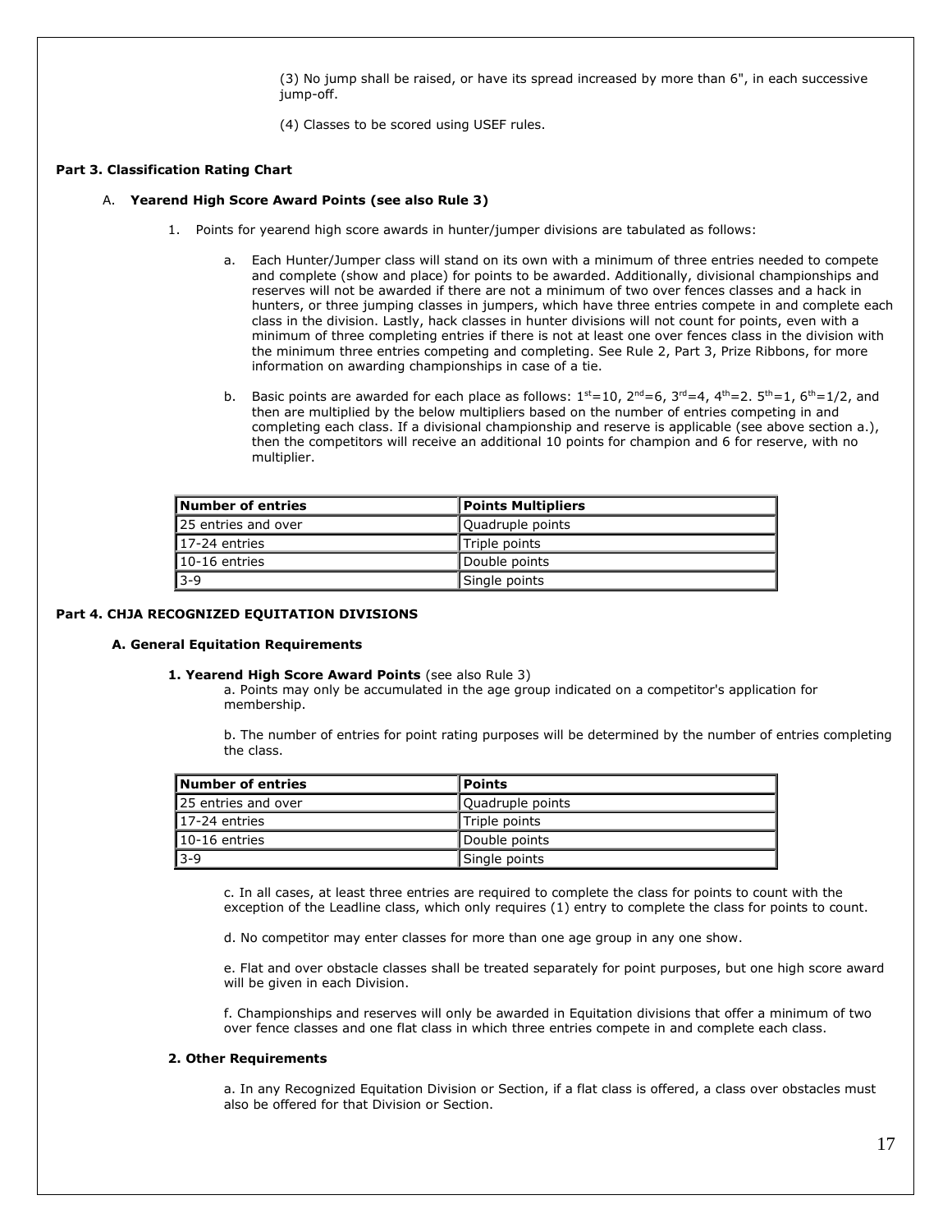(3) No jump shall be raised, or have its spread increased by more than 6", in each successive jump-off.

(4) Classes to be scored using USEF rules.

**Part 3. Classification Rating Chart**

A. **Yearend High Score Award Points (see also Rule 3)**

1. Points for yearend high score awards in hunter/jumper divisions are tabulated as follows:

   a. Each Hunter/Jumper class will stand on its own with a minimum of three entries needed to compete and complete (show and place) for points to be awarded. Additionally, divisional championships and reserves will not be awarded if there are not a minimum of two over fences classes and a hack in hunters, or three jumping classes in jumpers, which have three entries compete in and complete each class in the division. Lastly, hack classes in hunter divisions will not count for points, even with a minimum of three completing entries if there is not at least one over fences class in the division with the minimum three entries competing and completing. See Rule 2, Part 3, Prize Ribbons, for more information on awarding championships in case of a tie.

   b. Basic points are awarded for each place as follows: 1st=10, 2nd=6, 3rd=4, 4th=2. 5th=1, 6th=1/2, and then are multiplied by the below multipliers based on the number of entries competing in and completing each class. If a divisional championship and reserve is applicable (see above section a.), then the competitors will receive an additional 10 points for champion and 6 for reserve, with no multiplier.

| Number of entries | Points Multipliers |
|---|---|
| 25 entries and over | Quadruple points |
| 17-24 entries | Triple points |
| 10-16 entries | Double points |
| 3-9 | Single points |

**Part 4. CHJA RECOGNIZED EQUITATION DIVISIONS**

**A. General Equitation Requirements**

**1. Yearend High Score Award Points** (see also Rule 3)

a. Points may only be accumulated in the age group indicated on a competitor's application for membership.

b. The number of entries for point rating purposes will be determined by the number of entries completing the class.

| Number of entries | Points |
|---|---|
| 25 entries and over | Quadruple points |
| 17-24 entries | Triple points |
| 10-16 entries | Double points |
| 3-9 | Single points |

c. In all cases, at least three entries are required to complete the class for points to count with the exception of the Leadline class, which only requires (1) entry to complete the class for points to count.

d. No competitor may enter classes for more than one age group in any one show.

e. Flat and over obstacle classes shall be treated separately for point purposes, but one high score award will be given in each Division.

f. Championships and reserves will only be awarded in Equitation divisions that offer a minimum of two over fence classes and one flat class in which three entries compete in and complete each class.

**2. Other Requirements**

a. In any Recognized Equitation Division or Section, if a flat class is offered, a class over obstacles must also be offered for that Division or Section.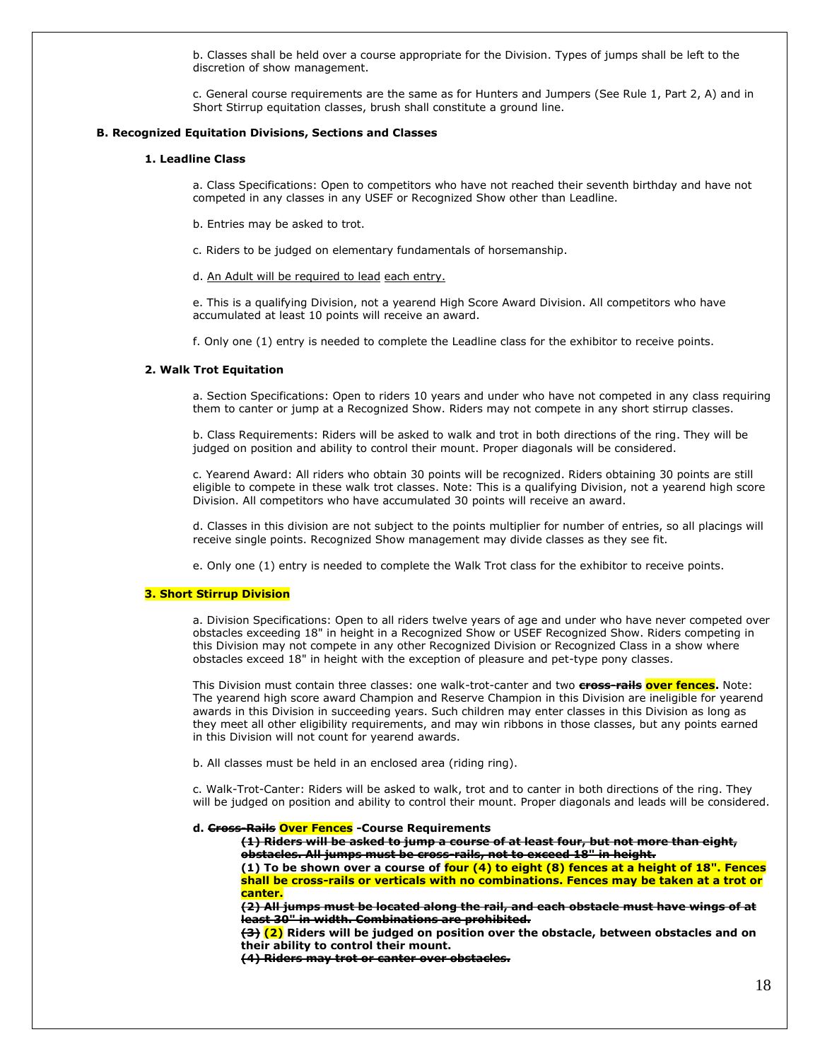b. Classes shall be held over a course appropriate for the Division. Types of jumps shall be left to the discretion of show management.

c. General course requirements are the same as for Hunters and Jumpers (See Rule 1, Part 2, A) and in Short Stirrup equitation classes, brush shall constitute a ground line.

### B. Recognized Equitation Divisions, Sections and Classes

#### 1. Leadline Class

a. Class Specifications: Open to competitors who have not reached their seventh birthday and have not competed in any classes in any USEF or Recognized Show other than Leadline.

b. Entries may be asked to trot.

c. Riders to be judged on elementary fundamentals of horsemanship.

d. <u>An Adult will be required to lead</u> <u>each entry.</u>

e. This is a qualifying Division, not a yearend High Score Award Division. All competitors who have accumulated at least 10 points will receive an award.

f. Only one (1) entry is needed to complete the Leadline class for the exhibitor to receive points.

#### 2. Walk Trot Equitation

a. Section Specifications: Open to riders 10 years and under who have not competed in any class requiring them to canter or jump at a Recognized Show. Riders may not compete in any short stirrup classes.

b. Class Requirements: Riders will be asked to walk and trot in both directions of the ring. They will be judged on position and ability to control their mount. Proper diagonals will be considered.

c. Yearend Award: All riders who obtain 30 points will be recognized. Riders obtaining 30 points are still eligible to compete in these walk trot classes. Note: This is a qualifying Division, not a yearend high score Division. All competitors who have accumulated 30 points will receive an award.

d. Classes in this division are not subject to the points multiplier for number of entries, so all placings will receive single points. Recognized Show management may divide classes as they see fit.

e. Only one (1) entry is needed to complete the Walk Trot class for the exhibitor to receive points.

#### 3. Short Stirrup Division

a. Division Specifications: Open to all riders twelve years of age and under who have never competed over obstacles exceeding 18" in height in a Recognized Show or USEF Recognized Show. Riders competing in this Division may not compete in any other Recognized Division or Recognized Class in a show where obstacles exceed 18" in height with the exception of pleasure and pet-type pony classes.

This Division must contain three classes: one walk-trot-canter and two ~~**cross-rails**~~ **over fences.** Note: The yearend high score award Champion and Reserve Champion in this Division are ineligible for yearend awards in this Division in succeeding years. Such children may enter classes in this Division as long as they meet all other eligibility requirements, and may win ribbons in those classes, but any points earned in this Division will not count for yearend awards.

b. All classes must be held in an enclosed area (riding ring).

c. Walk-Trot-Canter: Riders will be asked to walk, trot and to canter in both directions of the ring. They will be judged on position and ability to control their mount. Proper diagonals and leads will be considered.

**d. ~~Cross-Rails~~ Over Fences -Course Requirements**

~~**(1) Riders will be asked to jump a course of at least four, but not more than eight, obstacles. All jumps must be cross-rails, not to exceed 18" in height.**~~

**(1) To be shown over a course of four (4) to eight (8) fences at a height of 18". Fences shall be cross-rails or verticals with no combinations. Fences may be taken at a trot or canter.**

~~**(2) All jumps must be located along the rail, and each obstacle must have wings of at least 30" in width. Combinations are prohibited.**~~

~~**(3)**~~ **(2) Riders will be judged on position over the obstacle, between obstacles and on their ability to control their mount.**

~~**(4) Riders may trot or canter over obstacles.**~~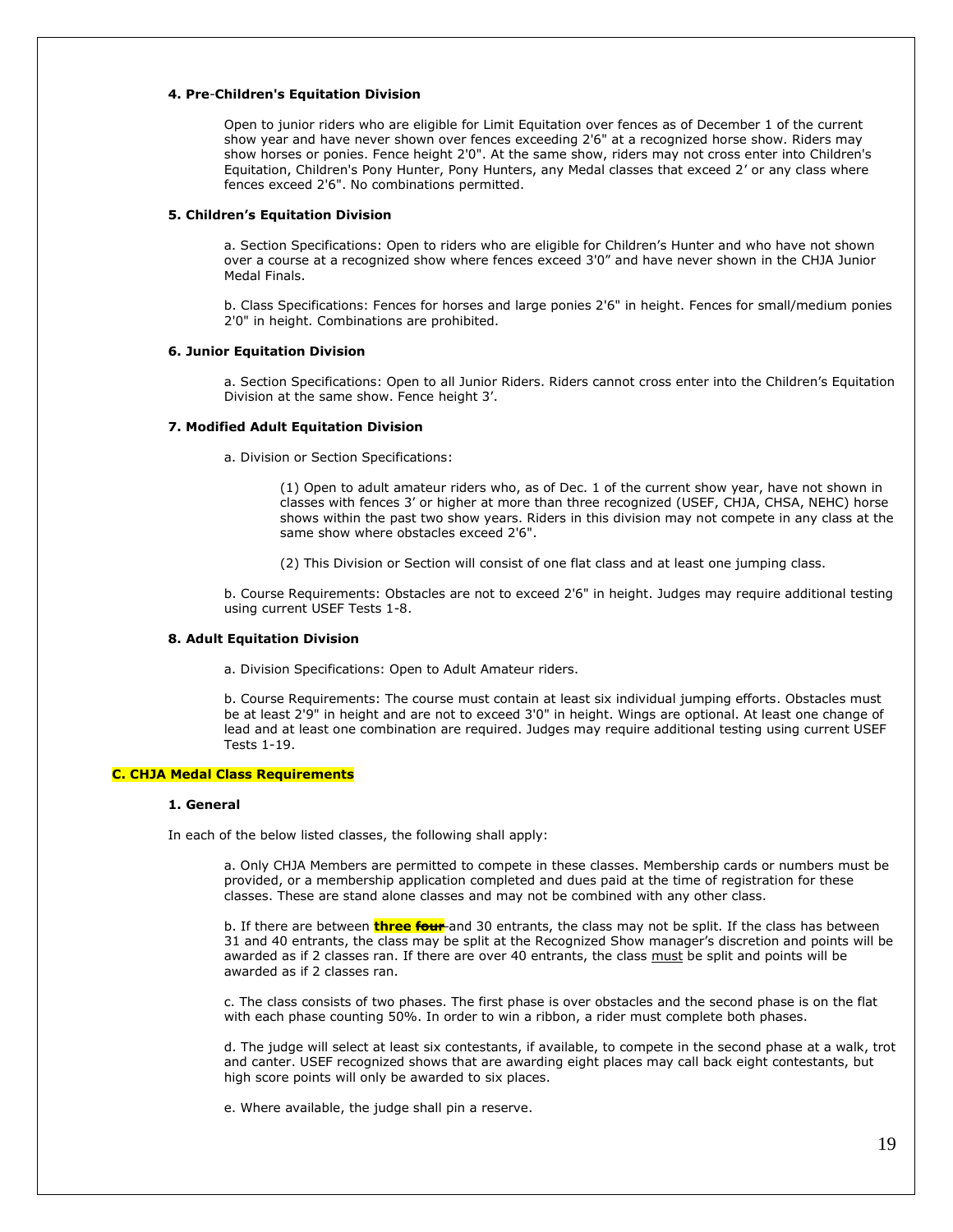#### 4. Pre-Children's Equitation Division

Open to junior riders who are eligible for Limit Equitation over fences as of December 1 of the current show year and have never shown over fences exceeding 2'6" at a recognized horse show. Riders may show horses or ponies. Fence height 2'0". At the same show, riders may not cross enter into Children's Equitation, Children's Pony Hunter, Pony Hunters, any Medal classes that exceed 2' or any class where fences exceed 2'6". No combinations permitted.

#### 5. Children's Equitation Division

a. Section Specifications: Open to riders who are eligible for Children's Hunter and who have not shown over a course at a recognized show where fences exceed 3'0" and have never shown in the CHJA Junior Medal Finals.

b. Class Specifications: Fences for horses and large ponies 2'6" in height. Fences for small/medium ponies 2'0" in height. Combinations are prohibited.

#### 6. Junior Equitation Division

a. Section Specifications: Open to all Junior Riders. Riders cannot cross enter into the Children's Equitation Division at the same show. Fence height 3'.

#### 7. Modified Adult Equitation Division

a. Division or Section Specifications:

(1) Open to adult amateur riders who, as of Dec. 1 of the current show year, have not shown in classes with fences 3' or higher at more than three recognized (USEF, CHJA, CHSA, NEHC) horse shows within the past two show years. Riders in this division may not compete in any class at the same show where obstacles exceed 2'6".

(2) This Division or Section will consist of one flat class and at least one jumping class.

b. Course Requirements: Obstacles are not to exceed 2'6" in height. Judges may require additional testing using current USEF Tests 1-8.

#### 8. Adult Equitation Division

a. Division Specifications: Open to Adult Amateur riders.

b. Course Requirements: The course must contain at least six individual jumping efforts. Obstacles must be at least 2'9" in height and are not to exceed 3'0" in height. Wings are optional. At least one change of lead and at least one combination are required. Judges may require additional testing using current USEF Tests 1-19.

### C. CHJA Medal Class Requirements

#### 1. General

In each of the below listed classes, the following shall apply:

a. Only CHJA Members are permitted to compete in these classes. Membership cards or numbers must be provided, or a membership application completed and dues paid at the time of registration for these classes. These are stand alone classes and may not be combined with any other class.

b. If there are between **three** ~~four~~ and 30 entrants, the class may not be split. If the class has between 31 and 40 entrants, the class may be split at the Recognized Show manager's discretion and points will be awarded as if 2 classes ran. If there are over 40 entrants, the class <u>must</u> be split and points will be awarded as if 2 classes ran.

c. The class consists of two phases. The first phase is over obstacles and the second phase is on the flat with each phase counting 50%. In order to win a ribbon, a rider must complete both phases.

d. The judge will select at least six contestants, if available, to compete in the second phase at a walk, trot and canter. USEF recognized shows that are awarding eight places may call back eight contestants, but high score points will only be awarded to six places.

e. Where available, the judge shall pin a reserve.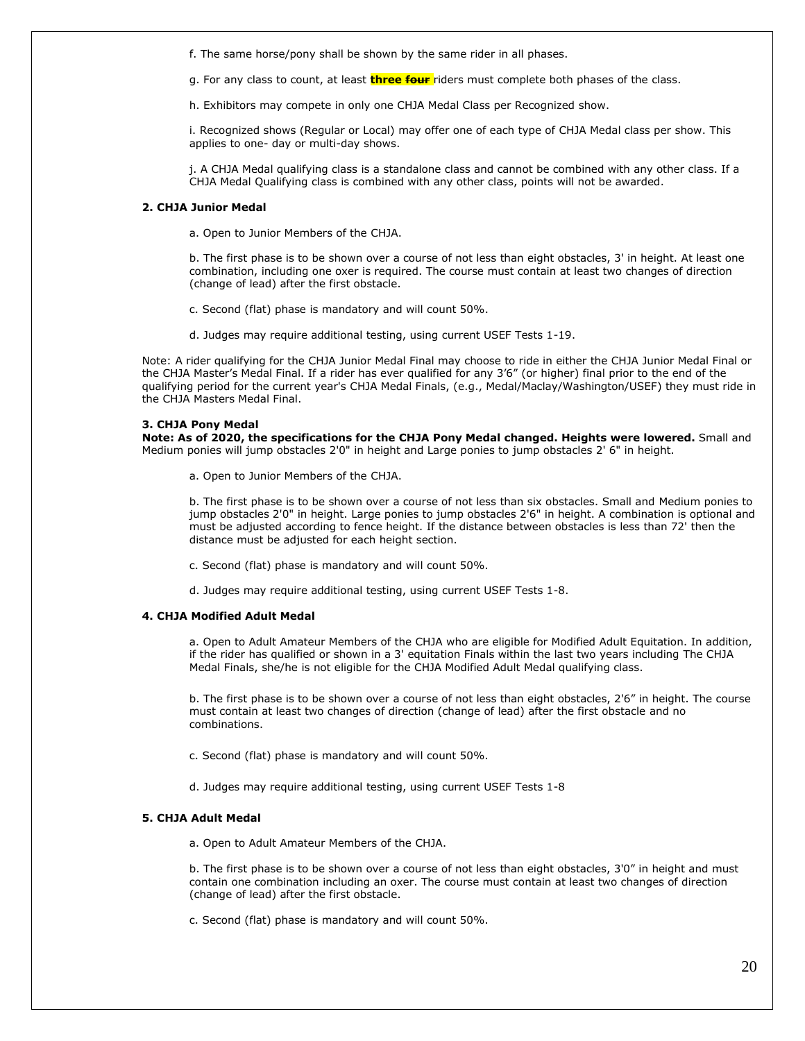f. The same horse/pony shall be shown by the same rider in all phases.

g. For any class to count, at least **three ~~four~~** riders must complete both phases of the class.

h. Exhibitors may compete in only one CHJA Medal Class per Recognized show.

i. Recognized shows (Regular or Local) may offer one of each type of CHJA Medal class per show. This applies to one- day or multi-day shows.

j. A CHJA Medal qualifying class is a standalone class and cannot be combined with any other class. If a CHJA Medal Qualifying class is combined with any other class, points will not be awarded.

**2. CHJA Junior Medal**

a. Open to Junior Members of the CHJA.

b. The first phase is to be shown over a course of not less than eight obstacles, 3' in height. At least one combination, including one oxer is required. The course must contain at least two changes of direction (change of lead) after the first obstacle.

c. Second (flat) phase is mandatory and will count 50%.

d. Judges may require additional testing, using current USEF Tests 1-19.

Note: A rider qualifying for the CHJA Junior Medal Final may choose to ride in either the CHJA Junior Medal Final or the CHJA Master's Medal Final. If a rider has ever qualified for any 3'6" (or higher) final prior to the end of the qualifying period for the current year's CHJA Medal Finals, (e.g., Medal/Maclay/Washington/USEF) they must ride in the CHJA Masters Medal Final.

**3. CHJA Pony Medal**

**Note: As of 2020, the specifications for the CHJA Pony Medal changed. Heights were lowered.** Small and Medium ponies will jump obstacles 2'0" in height and Large ponies to jump obstacles 2' 6" in height.

a. Open to Junior Members of the CHJA.

b. The first phase is to be shown over a course of not less than six obstacles. Small and Medium ponies to jump obstacles 2'0" in height. Large ponies to jump obstacles 2'6" in height. A combination is optional and must be adjusted according to fence height. If the distance between obstacles is less than 72' then the distance must be adjusted for each height section.

c. Second (flat) phase is mandatory and will count 50%.

d. Judges may require additional testing, using current USEF Tests 1-8.

**4. CHJA Modified Adult Medal**

a. Open to Adult Amateur Members of the CHJA who are eligible for Modified Adult Equitation. In addition, if the rider has qualified or shown in a 3' equitation Finals within the last two years including The CHJA Medal Finals, she/he is not eligible for the CHJA Modified Adult Medal qualifying class.

b. The first phase is to be shown over a course of not less than eight obstacles, 2'6" in height. The course must contain at least two changes of direction (change of lead) after the first obstacle and no combinations.

c. Second (flat) phase is mandatory and will count 50%.

d. Judges may require additional testing, using current USEF Tests 1-8

**5. CHJA Adult Medal**

a. Open to Adult Amateur Members of the CHJA.

b. The first phase is to be shown over a course of not less than eight obstacles, 3'0" in height and must contain one combination including an oxer. The course must contain at least two changes of direction (change of lead) after the first obstacle.

c. Second (flat) phase is mandatory and will count 50%.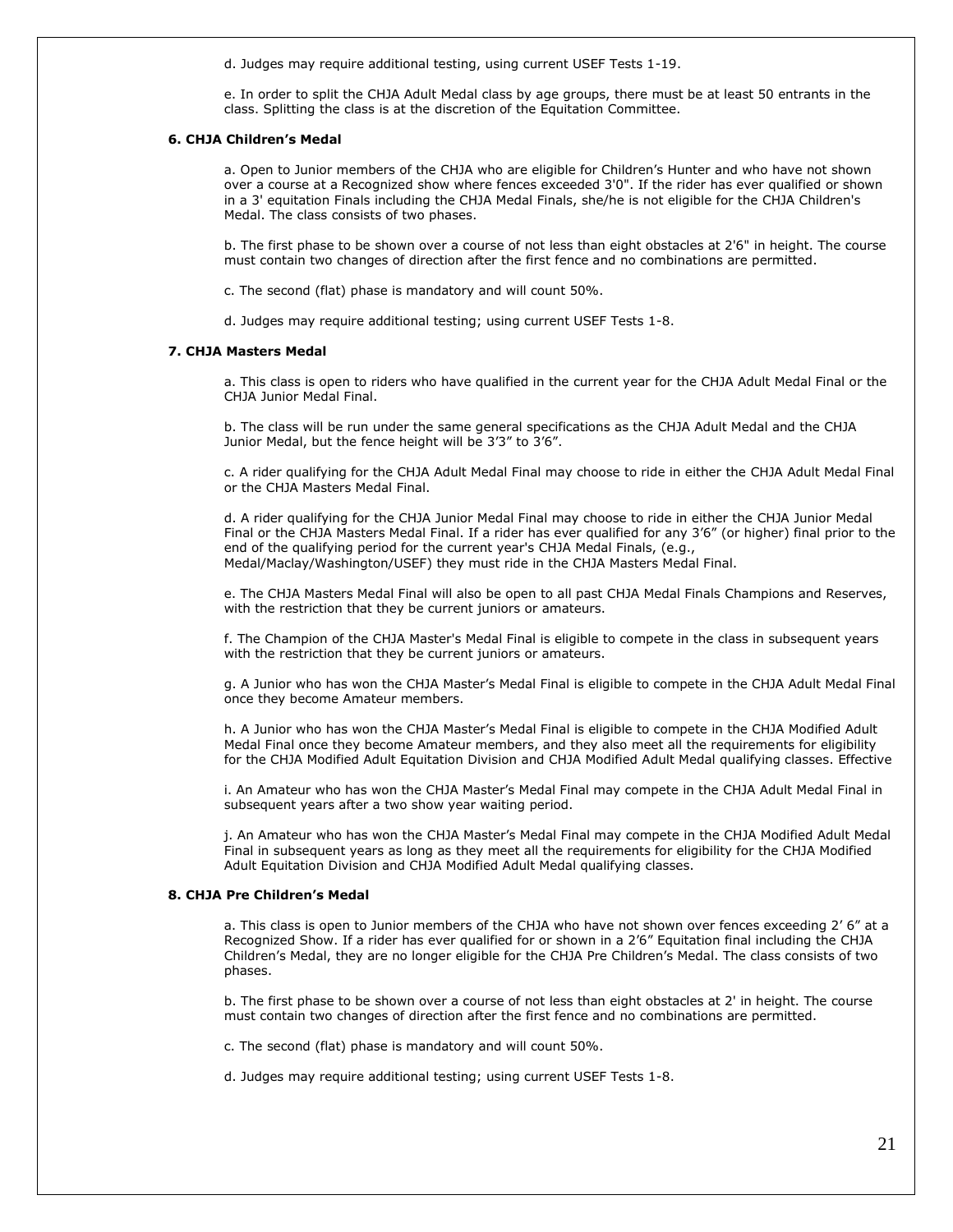d. Judges may require additional testing, using current USEF Tests 1-19.

e. In order to split the CHJA Adult Medal class by age groups, there must be at least 50 entrants in the class. Splitting the class is at the discretion of the Equitation Committee.

**6. CHJA Children's Medal**

a. Open to Junior members of the CHJA who are eligible for Children's Hunter and who have not shown over a course at a Recognized show where fences exceeded 3'0". If the rider has ever qualified or shown in a 3' equitation Finals including the CHJA Medal Finals, she/he is not eligible for the CHJA Children's Medal. The class consists of two phases.

b. The first phase to be shown over a course of not less than eight obstacles at 2'6" in height. The course must contain two changes of direction after the first fence and no combinations are permitted.

c. The second (flat) phase is mandatory and will count 50%.

d. Judges may require additional testing; using current USEF Tests 1-8.

**7. CHJA Masters Medal**

a. This class is open to riders who have qualified in the current year for the CHJA Adult Medal Final or the CHJA Junior Medal Final.

b. The class will be run under the same general specifications as the CHJA Adult Medal and the CHJA Junior Medal, but the fence height will be 3'3" to 3'6".

c. A rider qualifying for the CHJA Adult Medal Final may choose to ride in either the CHJA Adult Medal Final or the CHJA Masters Medal Final.

d. A rider qualifying for the CHJA Junior Medal Final may choose to ride in either the CHJA Junior Medal Final or the CHJA Masters Medal Final. If a rider has ever qualified for any 3'6" (or higher) final prior to the end of the qualifying period for the current year's CHJA Medal Finals, (e.g., Medal/Maclay/Washington/USEF) they must ride in the CHJA Masters Medal Final.

e. The CHJA Masters Medal Final will also be open to all past CHJA Medal Finals Champions and Reserves, with the restriction that they be current juniors or amateurs.

f. The Champion of the CHJA Master's Medal Final is eligible to compete in the class in subsequent years with the restriction that they be current juniors or amateurs.

g. A Junior who has won the CHJA Master's Medal Final is eligible to compete in the CHJA Adult Medal Final once they become Amateur members.

h. A Junior who has won the CHJA Master's Medal Final is eligible to compete in the CHJA Modified Adult Medal Final once they become Amateur members, and they also meet all the requirements for eligibility for the CHJA Modified Adult Equitation Division and CHJA Modified Adult Medal qualifying classes. Effective

i. An Amateur who has won the CHJA Master's Medal Final may compete in the CHJA Adult Medal Final in subsequent years after a two show year waiting period.

j. An Amateur who has won the CHJA Master's Medal Final may compete in the CHJA Modified Adult Medal Final in subsequent years as long as they meet all the requirements for eligibility for the CHJA Modified Adult Equitation Division and CHJA Modified Adult Medal qualifying classes.

**8. CHJA Pre Children's Medal**

a. This class is open to Junior members of the CHJA who have not shown over fences exceeding 2' 6" at a Recognized Show. If a rider has ever qualified for or shown in a 2'6" Equitation final including the CHJA Children's Medal, they are no longer eligible for the CHJA Pre Children's Medal. The class consists of two phases.

b. The first phase to be shown over a course of not less than eight obstacles at 2' in height. The course must contain two changes of direction after the first fence and no combinations are permitted.

c. The second (flat) phase is mandatory and will count 50%.

d. Judges may require additional testing; using current USEF Tests 1-8.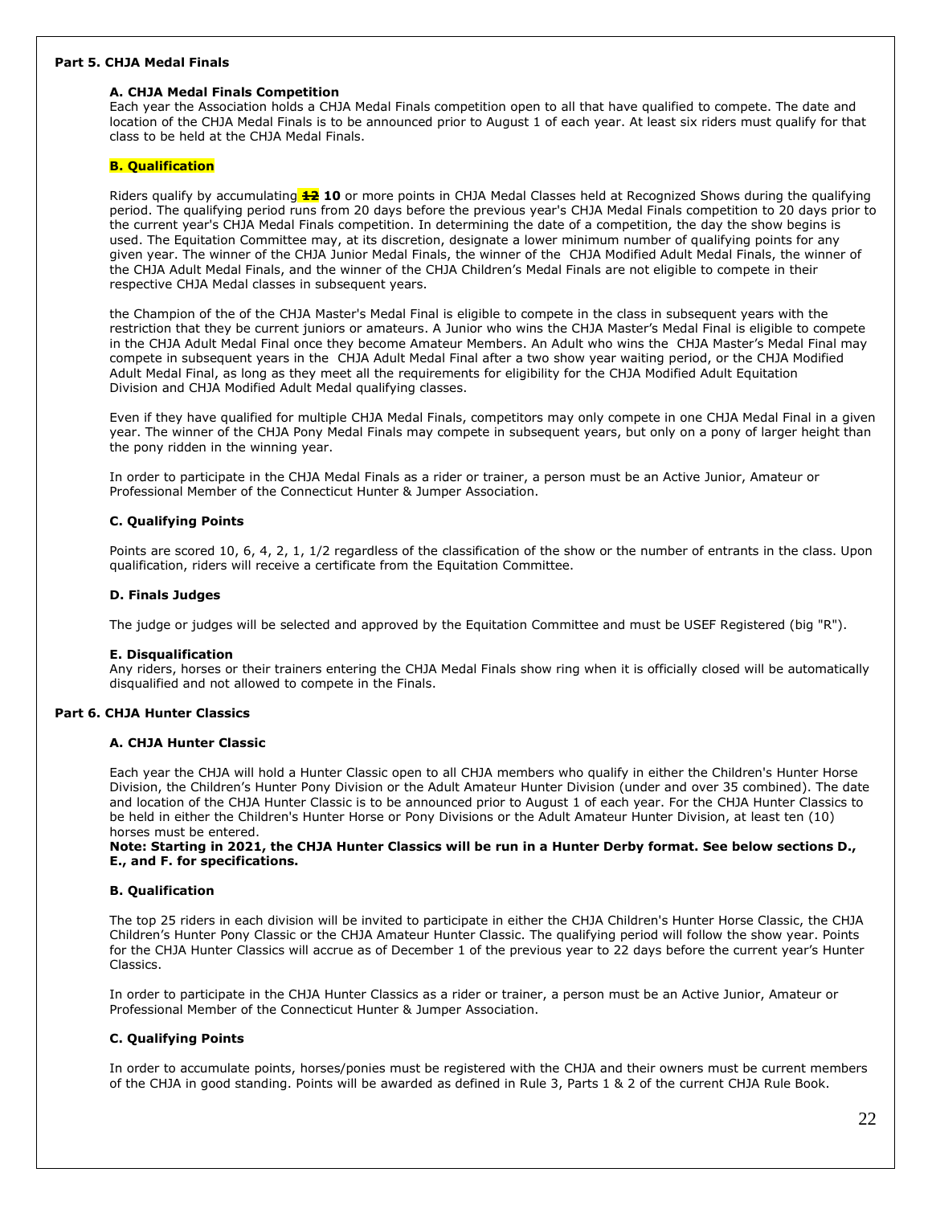## Part 5. CHJA Medal Finals

### A. CHJA Medal Finals Competition

Each year the Association holds a CHJA Medal Finals competition open to all that have qualified to compete. The date and location of the CHJA Medal Finals is to be announced prior to August 1 of each year. At least six riders must qualify for that class to be held at the CHJA Medal Finals.

### B. Qualification

Riders qualify by accumulating ~~12~~ **10** or more points in CHJA Medal Classes held at Recognized Shows during the qualifying period. The qualifying period runs from 20 days before the previous year's CHJA Medal Finals competition to 20 days prior to the current year's CHJA Medal Finals competition. In determining the date of a competition, the day the show begins is used. The Equitation Committee may, at its discretion, designate a lower minimum number of qualifying points for any given year. The winner of the CHJA Junior Medal Finals, the winner of the CHJA Modified Adult Medal Finals, the winner of the CHJA Adult Medal Finals, and the winner of the CHJA Children's Medal Finals are not eligible to compete in their respective CHJA Medal classes in subsequent years.

the Champion of the of the CHJA Master's Medal Final is eligible to compete in the class in subsequent years with the restriction that they be current juniors or amateurs. A Junior who wins the CHJA Master's Medal Final is eligible to compete in the CHJA Adult Medal Final once they become Amateur Members. An Adult who wins the CHJA Master's Medal Final may compete in subsequent years in the CHJA Adult Medal Final after a two show year waiting period, or the CHJA Modified Adult Medal Final, as long as they meet all the requirements for eligibility for the CHJA Modified Adult Equitation Division and CHJA Modified Adult Medal qualifying classes.

Even if they have qualified for multiple CHJA Medal Finals, competitors may only compete in one CHJA Medal Final in a given year. The winner of the CHJA Pony Medal Finals may compete in subsequent years, but only on a pony of larger height than the pony ridden in the winning year.

In order to participate in the CHJA Medal Finals as a rider or trainer, a person must be an Active Junior, Amateur or Professional Member of the Connecticut Hunter & Jumper Association.

### C. Qualifying Points

Points are scored 10, 6, 4, 2, 1, 1/2 regardless of the classification of the show or the number of entrants in the class. Upon qualification, riders will receive a certificate from the Equitation Committee.

### D. Finals Judges

The judge or judges will be selected and approved by the Equitation Committee and must be USEF Registered (big "R").

### E. Disqualification

Any riders, horses or their trainers entering the CHJA Medal Finals show ring when it is officially closed will be automatically disqualified and not allowed to compete in the Finals.

## Part 6. CHJA Hunter Classics

### A. CHJA Hunter Classic

Each year the CHJA will hold a Hunter Classic open to all CHJA members who qualify in either the Children's Hunter Horse Division, the Children's Hunter Pony Division or the Adult Amateur Hunter Division (under and over 35 combined). The date and location of the CHJA Hunter Classic is to be announced prior to August 1 of each year. For the CHJA Hunter Classics to be held in either the Children's Hunter Horse or Pony Divisions or the Adult Amateur Hunter Division, at least ten (10) horses must be entered.

**Note: Starting in 2021, the CHJA Hunter Classics will be run in a Hunter Derby format. See below sections D., E., and F. for specifications.**

### B. Qualification

The top 25 riders in each division will be invited to participate in either the CHJA Children's Hunter Horse Classic, the CHJA Children's Hunter Pony Classic or the CHJA Amateur Hunter Classic. The qualifying period will follow the show year. Points for the CHJA Hunter Classics will accrue as of December 1 of the previous year to 22 days before the current year's Hunter Classics.

In order to participate in the CHJA Hunter Classics as a rider or trainer, a person must be an Active Junior, Amateur or Professional Member of the Connecticut Hunter & Jumper Association.

### C. Qualifying Points

In order to accumulate points, horses/ponies must be registered with the CHJA and their owners must be current members of the CHJA in good standing. Points will be awarded as defined in Rule 3, Parts 1 & 2 of the current CHJA Rule Book.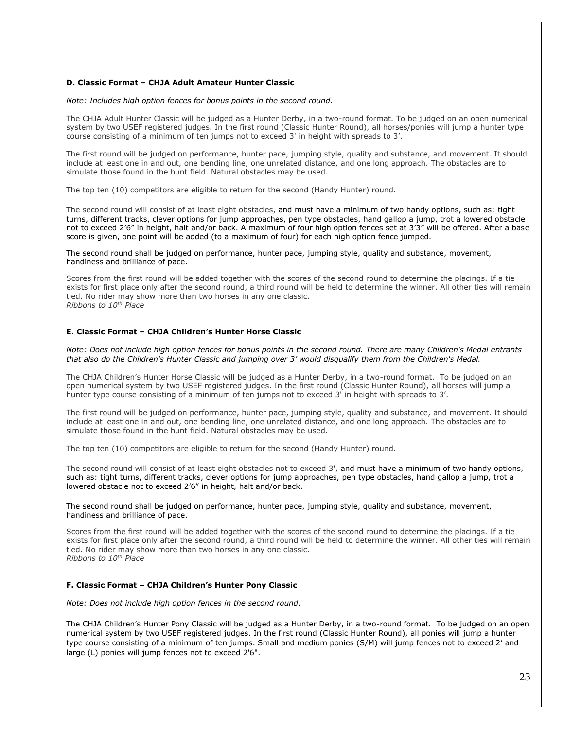**D. Classic Format – CHJA Adult Amateur Hunter Classic**

*Note: Includes high option fences for bonus points in the second round.*

The CHJA Adult Hunter Classic will be judged as a Hunter Derby, in a two-round format. To be judged on an open numerical system by two USEF registered judges. In the first round (Classic Hunter Round), all horses/ponies will jump a hunter type course consisting of a minimum of ten jumps not to exceed 3' in height with spreads to 3'.

The first round will be judged on performance, hunter pace, jumping style, quality and substance, and movement. It should include at least one in and out, one bending line, one unrelated distance, and one long approach. The obstacles are to simulate those found in the hunt field. Natural obstacles may be used.

The top ten (10) competitors are eligible to return for the second (Handy Hunter) round.

The second round will consist of at least eight obstacles, and must have a minimum of two handy options, such as: tight turns, different tracks, clever options for jump approaches, pen type obstacles, hand gallop a jump, trot a lowered obstacle not to exceed 2'6" in height, halt and/or back. A maximum of four high option fences set at 3'3" will be offered. After a base score is given, one point will be added (to a maximum of four) for each high option fence jumped.

The second round shall be judged on performance, hunter pace, jumping style, quality and substance, movement, handiness and brilliance of pace.

Scores from the first round will be added together with the scores of the second round to determine the placings. If a tie exists for first place only after the second round, a third round will be held to determine the winner. All other ties will remain tied. No rider may show more than two horses in any one classic.
*Ribbons to 10th Place*

**E. Classic Format – CHJA Children's Hunter Horse Classic**

*Note: Does not include high option fences for bonus points in the second round. There are many Children's Medal entrants that also do the Children's Hunter Classic and jumping over 3' would disqualify them from the Children's Medal.*

The CHJA Children's Hunter Horse Classic will be judged as a Hunter Derby, in a two-round format. To be judged on an open numerical system by two USEF registered judges. In the first round (Classic Hunter Round), all horses will jump a hunter type course consisting of a minimum of ten jumps not to exceed 3' in height with spreads to 3'.

The first round will be judged on performance, hunter pace, jumping style, quality and substance, and movement. It should include at least one in and out, one bending line, one unrelated distance, and one long approach. The obstacles are to simulate those found in the hunt field. Natural obstacles may be used.

The top ten (10) competitors are eligible to return for the second (Handy Hunter) round.

The second round will consist of at least eight obstacles not to exceed 3', and must have a minimum of two handy options, such as: tight turns, different tracks, clever options for jump approaches, pen type obstacles, hand gallop a jump, trot a lowered obstacle not to exceed 2'6" in height, halt and/or back.

The second round shall be judged on performance, hunter pace, jumping style, quality and substance, movement, handiness and brilliance of pace.

Scores from the first round will be added together with the scores of the second round to determine the placings. If a tie exists for first place only after the second round, a third round will be held to determine the winner. All other ties will remain tied. No rider may show more than two horses in any one classic.
*Ribbons to 10th Place*

**F. Classic Format – CHJA Children's Hunter Pony Classic**

*Note: Does not include high option fences in the second round.*

The CHJA Children's Hunter Pony Classic will be judged as a Hunter Derby, in a two-round format. To be judged on an open numerical system by two USEF registered judges. In the first round (Classic Hunter Round), all ponies will jump a hunter type course consisting of a minimum of ten jumps. Small and medium ponies (S/M) will jump fences not to exceed 2' and large (L) ponies will jump fences not to exceed 2'6".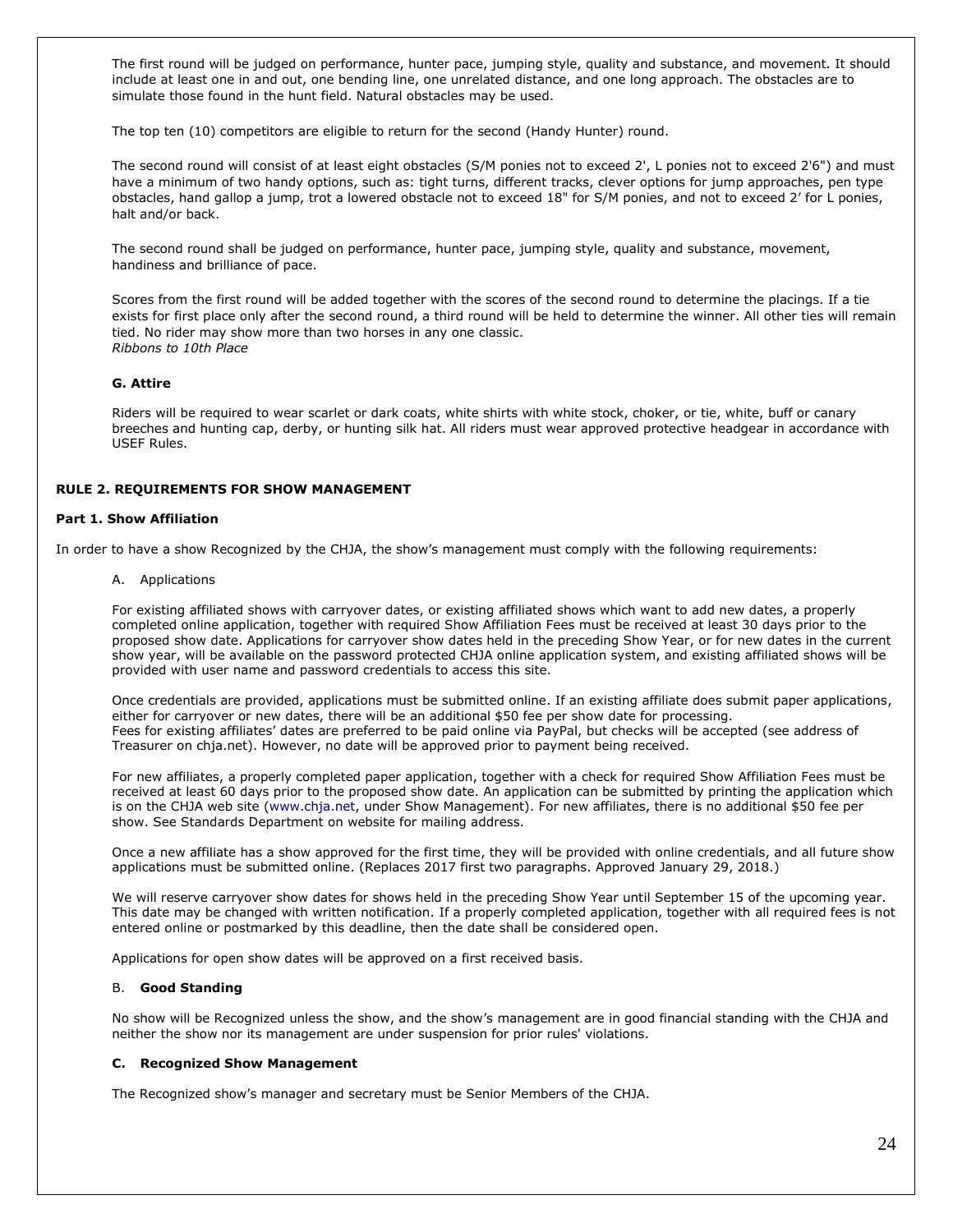The first round will be judged on performance, hunter pace, jumping style, quality and substance, and movement. It should include at least one in and out, one bending line, one unrelated distance, and one long approach. The obstacles are to simulate those found in the hunt field. Natural obstacles may be used.

The top ten (10) competitors are eligible to return for the second (Handy Hunter) round.

The second round will consist of at least eight obstacles (S/M ponies not to exceed 2', L ponies not to exceed 2'6") and must have a minimum of two handy options, such as: tight turns, different tracks, clever options for jump approaches, pen type obstacles, hand gallop a jump, trot a lowered obstacle not to exceed 18" for S/M ponies, and not to exceed 2' for L ponies, halt and/or back.

The second round shall be judged on performance, hunter pace, jumping style, quality and substance, movement, handiness and brilliance of pace.

Scores from the first round will be added together with the scores of the second round to determine the placings. If a tie exists for first place only after the second round, a third round will be held to determine the winner. All other ties will remain tied. No rider may show more than two horses in any one classic.
*Ribbons to 10th Place*

**G. Attire**

Riders will be required to wear scarlet or dark coats, white shirts with white stock, choker, or tie, white, buff or canary breeches and hunting cap, derby, or hunting silk hat. All riders must wear approved protective headgear in accordance with USEF Rules.

## RULE 2. REQUIREMENTS FOR SHOW MANAGEMENT

### Part 1. Show Affiliation

In order to have a show Recognized by the CHJA, the show's management must comply with the following requirements:

A. Applications

For existing affiliated shows with carryover dates, or existing affiliated shows which want to add new dates, a properly completed online application, together with required Show Affiliation Fees must be received at least 30 days prior to the proposed show date. Applications for carryover show dates held in the preceding Show Year, or for new dates in the current show year, will be available on the password protected CHJA online application system, and existing affiliated shows will be provided with user name and password credentials to access this site.

Once credentials are provided, applications must be submitted online. If an existing affiliate does submit paper applications, either for carryover or new dates, there will be an additional $50 fee per show date for processing.
Fees for existing affiliates' dates are preferred to be paid online via PayPal, but checks will be accepted (see address of Treasurer on chja.net). However, no date will be approved prior to payment being received.

For new affiliates, a properly completed paper application, together with a check for required Show Affiliation Fees must be received at least 60 days prior to the proposed show date. An application can be submitted by printing the application which is on the CHJA web site (www.chja.net, under Show Management). For new affiliates, there is no additional $50 fee per show. See Standards Department on website for mailing address.

Once a new affiliate has a show approved for the first time, they will be provided with online credentials, and all future show applications must be submitted online. (Replaces 2017 first two paragraphs. Approved January 29, 2018.)

We will reserve carryover show dates for shows held in the preceding Show Year until September 15 of the upcoming year. This date may be changed with written notification. If a properly completed application, together with all required fees is not entered online or postmarked by this deadline, then the date shall be considered open.

Applications for open show dates will be approved on a first received basis.

B. **Good Standing**

No show will be Recognized unless the show, and the show's management are in good financial standing with the CHJA and neither the show nor its management are under suspension for prior rules' violations.

**C. Recognized Show Management**

The Recognized show's manager and secretary must be Senior Members of the CHJA.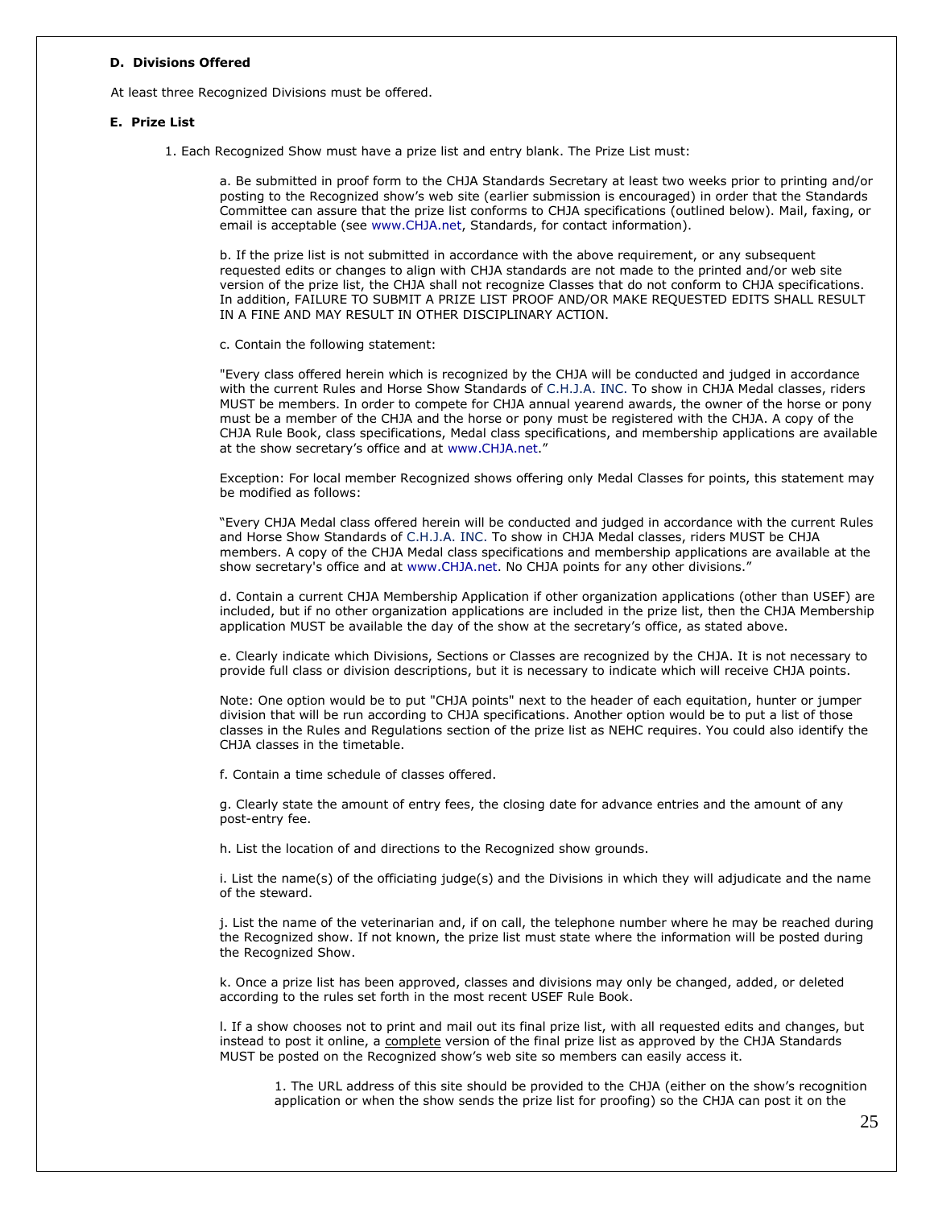**D. Divisions Offered**

At least three Recognized Divisions must be offered.

**E. Prize List**

1. Each Recognized Show must have a prize list and entry blank. The Prize List must:

   a. Be submitted in proof form to the CHJA Standards Secretary at least two weeks prior to printing and/or posting to the Recognized show's web site (earlier submission is encouraged) in order that the Standards Committee can assure that the prize list conforms to CHJA specifications (outlined below). Mail, faxing, or email is acceptable (see www.CHJA.net, Standards, for contact information).

   b. If the prize list is not submitted in accordance with the above requirement, or any subsequent requested edits or changes to align with CHJA standards are not made to the printed and/or web site version of the prize list, the CHJA shall not recognize Classes that do not conform to CHJA specifications. In addition, FAILURE TO SUBMIT A PRIZE LIST PROOF AND/OR MAKE REQUESTED EDITS SHALL RESULT IN A FINE AND MAY RESULT IN OTHER DISCIPLINARY ACTION.

   c. Contain the following statement:

   "Every class offered herein which is recognized by the CHJA will be conducted and judged in accordance with the current Rules and Horse Show Standards of C.H.J.A. INC. To show in CHJA Medal classes, riders MUST be members. In order to compete for CHJA annual yearend awards, the owner of the horse or pony must be a member of the CHJA and the horse or pony must be registered with the CHJA. A copy of the CHJA Rule Book, class specifications, Medal class specifications, and membership applications are available at the show secretary's office and at www.CHJA.net."

   Exception: For local member Recognized shows offering only Medal Classes for points, this statement may be modified as follows:

   "Every CHJA Medal class offered herein will be conducted and judged in accordance with the current Rules and Horse Show Standards of C.H.J.A. INC. To show in CHJA Medal classes, riders MUST be CHJA members. A copy of the CHJA Medal class specifications and membership applications are available at the show secretary's office and at www.CHJA.net. No CHJA points for any other divisions."

   d. Contain a current CHJA Membership Application if other organization applications (other than USEF) are included, but if no other organization applications are included in the prize list, then the CHJA Membership application MUST be available the day of the show at the secretary's office, as stated above.

   e. Clearly indicate which Divisions, Sections or Classes are recognized by the CHJA. It is not necessary to provide full class or division descriptions, but it is necessary to indicate which will receive CHJA points.

   Note: One option would be to put "CHJA points" next to the header of each equitation, hunter or jumper division that will be run according to CHJA specifications. Another option would be to put a list of those classes in the Rules and Regulations section of the prize list as NEHC requires. You could also identify the CHJA classes in the timetable.

   f. Contain a time schedule of classes offered.

   g. Clearly state the amount of entry fees, the closing date for advance entries and the amount of any post-entry fee.

   h. List the location of and directions to the Recognized show grounds.

   i. List the name(s) of the officiating judge(s) and the Divisions in which they will adjudicate and the name of the steward.

   j. List the name of the veterinarian and, if on call, the telephone number where he may be reached during the Recognized show. If not known, the prize list must state where the information will be posted during the Recognized Show.

   k. Once a prize list has been approved, classes and divisions may only be changed, added, or deleted according to the rules set forth in the most recent USEF Rule Book.

   l. If a show chooses not to print and mail out its final prize list, with all requested edits and changes, but instead to post it online, a <u>complete</u> version of the final prize list as approved by the CHJA Standards MUST be posted on the Recognized show's web site so members can easily access it.

      1. The URL address of this site should be provided to the CHJA (either on the show's recognition application or when the show sends the prize list for proofing) so the CHJA can post it on the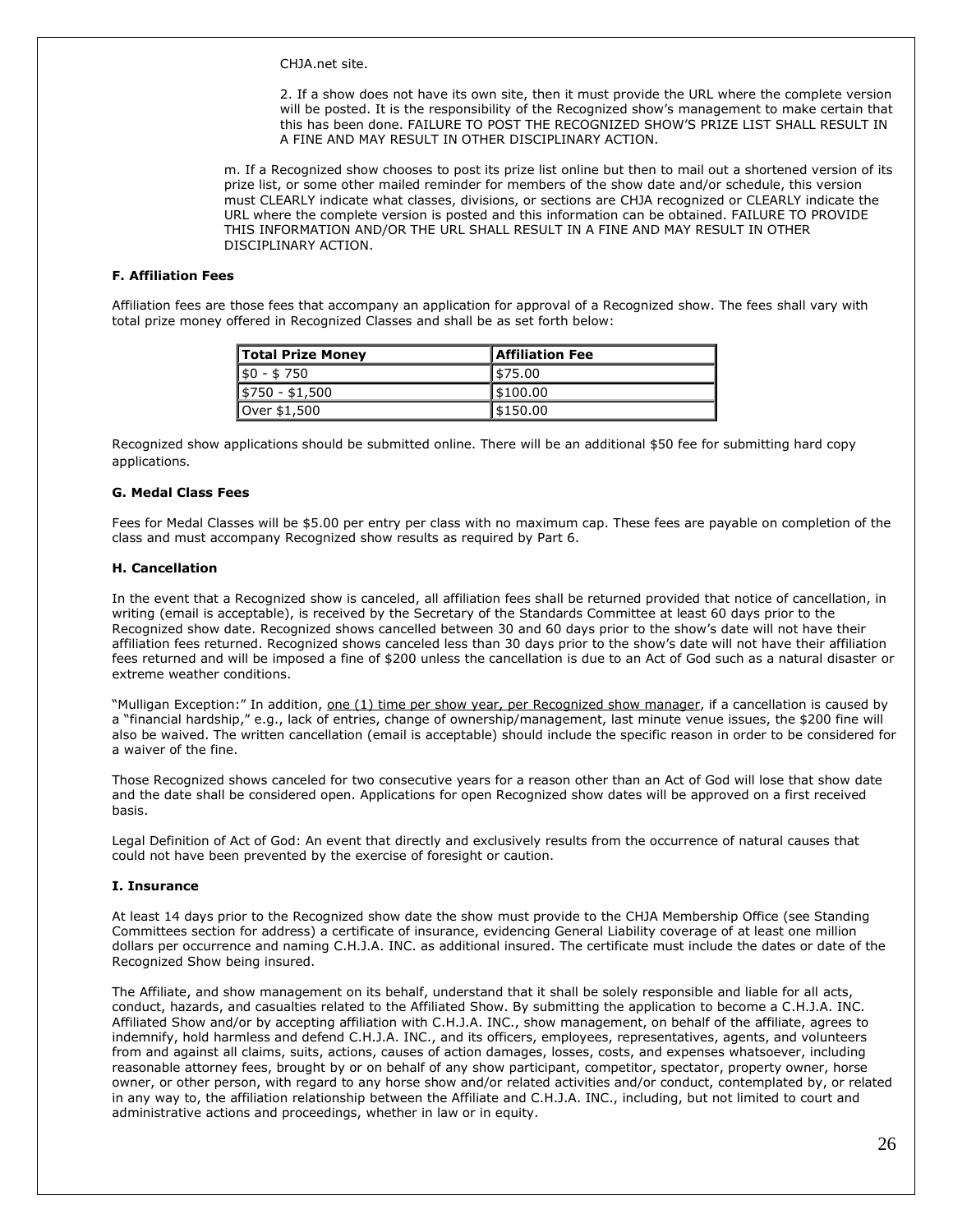CHJA.net site.

2. If a show does not have its own site, then it must provide the URL where the complete version will be posted. It is the responsibility of the Recognized show's management to make certain that this has been done. FAILURE TO POST THE RECOGNIZED SHOW'S PRIZE LIST SHALL RESULT IN A FINE AND MAY RESULT IN OTHER DISCIPLINARY ACTION.

m. If a Recognized show chooses to post its prize list online but then to mail out a shortened version of its prize list, or some other mailed reminder for members of the show date and/or schedule, this version must CLEARLY indicate what classes, divisions, or sections are CHJA recognized or CLEARLY indicate the URL where the complete version is posted and this information can be obtained. FAILURE TO PROVIDE THIS INFORMATION AND/OR THE URL SHALL RESULT IN A FINE AND MAY RESULT IN OTHER DISCIPLINARY ACTION.

**F. Affiliation Fees**

Affiliation fees are those fees that accompany an application for approval of a Recognized show. The fees shall vary with total prize money offered in Recognized Classes and shall be as set forth below:

| Total Prize Money | Affiliation Fee |
|---|---|
| $0 - $ 750 | $75.00 |
| $750 - $1,500 | $100.00 |
| Over $1,500 | $150.00 |

Recognized show applications should be submitted online. There will be an additional $50 fee for submitting hard copy applications.

**G. Medal Class Fees**

Fees for Medal Classes will be $5.00 per entry per class with no maximum cap. These fees are payable on completion of the class and must accompany Recognized show results as required by Part 6.

**H. Cancellation**

In the event that a Recognized show is canceled, all affiliation fees shall be returned provided that notice of cancellation, in writing (email is acceptable), is received by the Secretary of the Standards Committee at least 60 days prior to the Recognized show date. Recognized shows cancelled between 30 and 60 days prior to the show's date will not have their affiliation fees returned. Recognized shows canceled less than 30 days prior to the show's date will not have their affiliation fees returned and will be imposed a fine of $200 unless the cancellation is due to an Act of God such as a natural disaster or extreme weather conditions.

"Mulligan Exception:" In addition, one (1) time per show year, per Recognized show manager, if a cancellation is caused by a "financial hardship," e.g., lack of entries, change of ownership/management, last minute venue issues, the $200 fine will also be waived. The written cancellation (email is acceptable) should include the specific reason in order to be considered for a waiver of the fine.

Those Recognized shows canceled for two consecutive years for a reason other than an Act of God will lose that show date and the date shall be considered open. Applications for open Recognized show dates will be approved on a first received basis.

Legal Definition of Act of God: An event that directly and exclusively results from the occurrence of natural causes that could not have been prevented by the exercise of foresight or caution.

**I. Insurance**

At least 14 days prior to the Recognized show date the show must provide to the CHJA Membership Office (see Standing Committees section for address) a certificate of insurance, evidencing General Liability coverage of at least one million dollars per occurrence and naming C.H.J.A. INC. as additional insured. The certificate must include the dates or date of the Recognized Show being insured.

The Affiliate, and show management on its behalf, understand that it shall be solely responsible and liable for all acts, conduct, hazards, and casualties related to the Affiliated Show. By submitting the application to become a C.H.J.A. INC. Affiliated Show and/or by accepting affiliation with C.H.J.A. INC., show management, on behalf of the affiliate, agrees to indemnify, hold harmless and defend C.H.J.A. INC., and its officers, employees, representatives, agents, and volunteers from and against all claims, suits, actions, causes of action damages, losses, costs, and expenses whatsoever, including reasonable attorney fees, brought by or on behalf of any show participant, competitor, spectator, property owner, horse owner, or other person, with regard to any horse show and/or related activities and/or conduct, contemplated by, or related in any way to, the affiliation relationship between the Affiliate and C.H.J.A. INC., including, but not limited to court and administrative actions and proceedings, whether in law or in equity.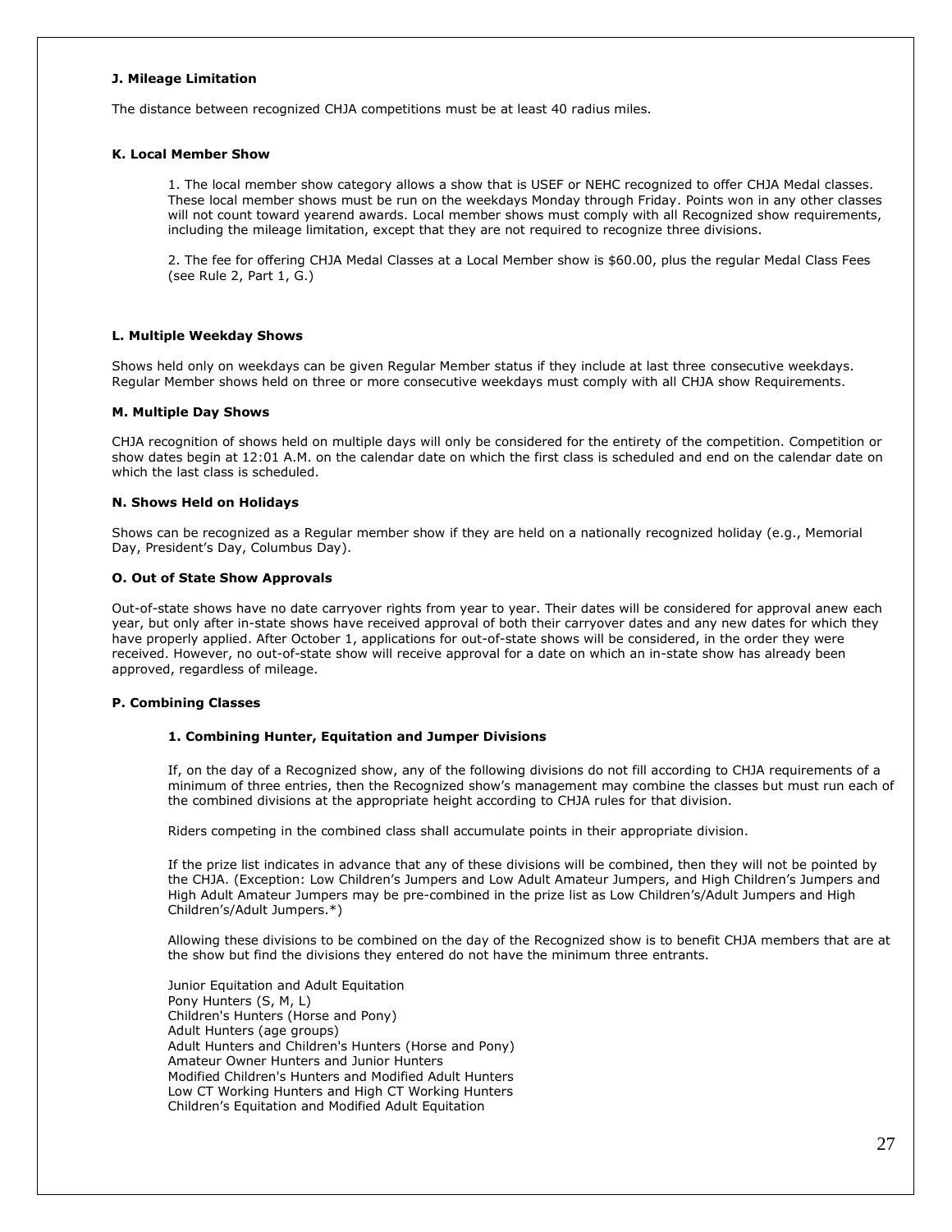#### J. Mileage Limitation

The distance between recognized CHJA competitions must be at least 40 radius miles.

#### K. Local Member Show

1. The local member show category allows a show that is USEF or NEHC recognized to offer CHJA Medal classes. These local member shows must be run on the weekdays Monday through Friday. Points won in any other classes will not count toward yearend awards. Local member shows must comply with all Recognized show requirements, including the mileage limitation, except that they are not required to recognize three divisions.

2. The fee for offering CHJA Medal Classes at a Local Member show is $60.00, plus the regular Medal Class Fees (see Rule 2, Part 1, G.)

#### L. Multiple Weekday Shows

Shows held only on weekdays can be given Regular Member status if they include at last three consecutive weekdays. Regular Member shows held on three or more consecutive weekdays must comply with all CHJA show Requirements.

#### M. Multiple Day Shows

CHJA recognition of shows held on multiple days will only be considered for the entirety of the competition. Competition or show dates begin at 12:01 A.M. on the calendar date on which the first class is scheduled and end on the calendar date on which the last class is scheduled.

#### N. Shows Held on Holidays

Shows can be recognized as a Regular member show if they are held on a nationally recognized holiday (e.g., Memorial Day, President's Day, Columbus Day).

#### O. Out of State Show Approvals

Out-of-state shows have no date carryover rights from year to year. Their dates will be considered for approval anew each year, but only after in-state shows have received approval of both their carryover dates and any new dates for which they have properly applied. After October 1, applications for out-of-state shows will be considered, in the order they were received. However, no out-of-state show will receive approval for a date on which an in-state show has already been approved, regardless of mileage.

#### P. Combining Classes

##### 1. Combining Hunter, Equitation and Jumper Divisions

If, on the day of a Recognized show, any of the following divisions do not fill according to CHJA requirements of a minimum of three entries, then the Recognized show's management may combine the classes but must run each of the combined divisions at the appropriate height according to CHJA rules for that division.

Riders competing in the combined class shall accumulate points in their appropriate division.

If the prize list indicates in advance that any of these divisions will be combined, then they will not be pointed by the CHJA. (Exception: Low Children's Jumpers and Low Adult Amateur Jumpers, and High Children's Jumpers and High Adult Amateur Jumpers may be pre-combined in the prize list as Low Children's/Adult Jumpers and High Children's/Adult Jumpers.*)

Allowing these divisions to be combined on the day of the Recognized show is to benefit CHJA members that are at the show but find the divisions they entered do not have the minimum three entrants.

Junior Equitation and Adult Equitation
Pony Hunters (S, M, L)
Children's Hunters (Horse and Pony)
Adult Hunters (age groups)
Adult Hunters and Children's Hunters (Horse and Pony)
Amateur Owner Hunters and Junior Hunters
Modified Children's Hunters and Modified Adult Hunters
Low CT Working Hunters and High CT Working Hunters
Children's Equitation and Modified Adult Equitation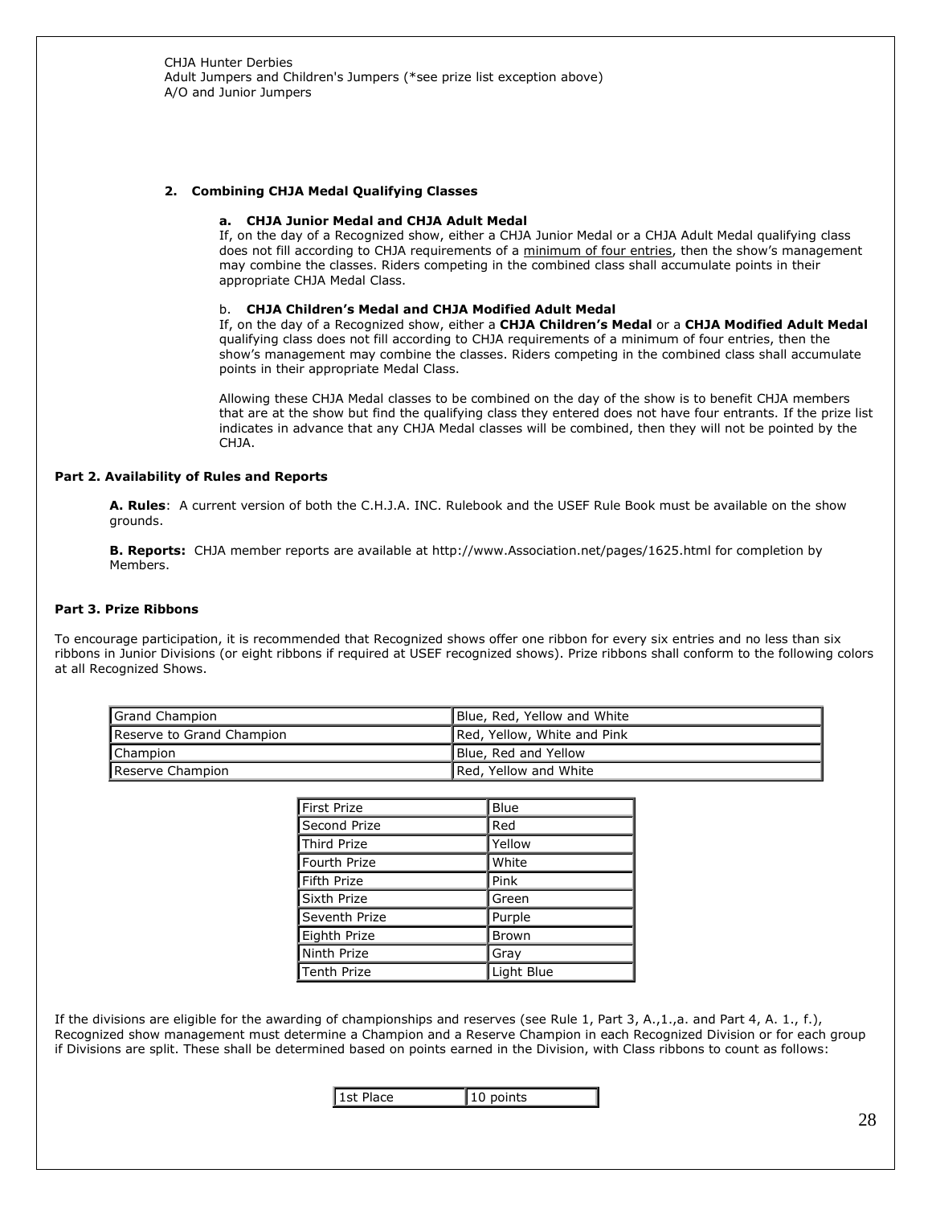CHJA Hunter Derbies
Adult Jumpers and Children's Jumpers (*see prize list exception above)
A/O and Junior Jumpers

#### 2. Combining CHJA Medal Qualifying Classes

**a. CHJA Junior Medal and CHJA Adult Medal**
If, on the day of a Recognized show, either a CHJA Junior Medal or a CHJA Adult Medal qualifying class does not fill according to CHJA requirements of a minimum of four entries, then the show's management may combine the classes. Riders competing in the combined class shall accumulate points in their appropriate CHJA Medal Class.

b. **CHJA Children's Medal and CHJA Modified Adult Medal**
If, on the day of a Recognized show, either a **CHJA Children's Medal** or a **CHJA Modified Adult Medal** qualifying class does not fill according to CHJA requirements of a minimum of four entries, then the show's management may combine the classes. Riders competing in the combined class shall accumulate points in their appropriate Medal Class.

Allowing these CHJA Medal classes to be combined on the day of the show is to benefit CHJA members that are at the show but find the qualifying class they entered does not have four entrants. If the prize list indicates in advance that any CHJA Medal classes will be combined, then they will not be pointed by the CHJA.

### Part 2. Availability of Rules and Reports

**A. Rules**: A current version of both the C.H.J.A. INC. Rulebook and the USEF Rule Book must be available on the show grounds.

**B. Reports:** CHJA member reports are available at http://www.Association.net/pages/1625.html for completion by Members.

### Part 3. Prize Ribbons

To encourage participation, it is recommended that Recognized shows offer one ribbon for every six entries and no less than six ribbons in Junior Divisions (or eight ribbons if required at USEF recognized shows). Prize ribbons shall conform to the following colors at all Recognized Shows.

| Award | Colors |
|---|---|
| Grand Champion | Blue, Red, Yellow and White |
| Reserve to Grand Champion | Red, Yellow, White and Pink |
| Champion | Blue, Red and Yellow |
| Reserve Champion | Red, Yellow and White |

| Prize | Color |
|---|---|
| First Prize | Blue |
| Second Prize | Red |
| Third Prize | Yellow |
| Fourth Prize | White |
| Fifth Prize | Pink |
| Sixth Prize | Green |
| Seventh Prize | Purple |
| Eighth Prize | Brown |
| Ninth Prize | Gray |
| Tenth Prize | Light Blue |

If the divisions are eligible for the awarding of championships and reserves (see Rule 1, Part 3, A.,1.,a. and Part 4, A. 1., f.), Recognized show management must determine a Champion and a Reserve Champion in each Recognized Division or for each group if Divisions are split. These shall be determined based on points earned in the Division, with Class ribbons to count as follows:

| Place | Points |
|---|---|
| 1st Place | 10 points |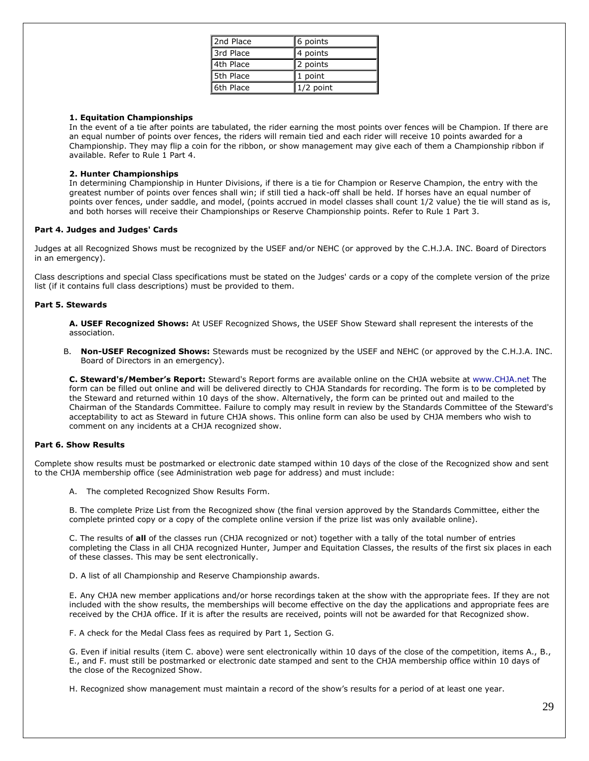| 2nd Place | 6 points |
|---|---|
| 3rd Place | 4 points |
| 4th Place | 2 points |
| 5th Place | 1 point |
| 6th Place | 1/2 point |

**1. Equitation Championships**

In the event of a tie after points are tabulated, the rider earning the most points over fences will be Champion. If there are an equal number of points over fences, the riders will remain tied and each rider will receive 10 points awarded for a Championship. They may flip a coin for the ribbon, or show management may give each of them a Championship ribbon if available. Refer to Rule 1 Part 4.

**2. Hunter Championships**

In determining Championship in Hunter Divisions, if there is a tie for Champion or Reserve Champion, the entry with the greatest number of points over fences shall win; if still tied a hack-off shall be held. If horses have an equal number of points over fences, under saddle, and model, (points accrued in model classes shall count 1/2 value) the tie will stand as is, and both horses will receive their Championships or Reserve Championship points. Refer to Rule 1 Part 3.

**Part 4. Judges and Judges' Cards**

Judges at all Recognized Shows must be recognized by the USEF and/or NEHC (or approved by the C.H.J.A. INC. Board of Directors in an emergency).

Class descriptions and special Class specifications must be stated on the Judges' cards or a copy of the complete version of the prize list (if it contains full class descriptions) must be provided to them.

**Part 5. Stewards**

**A. USEF Recognized Shows:** At USEF Recognized Shows, the USEF Show Steward shall represent the interests of the association.

B. **Non-USEF Recognized Shows:** Stewards must be recognized by the USEF and NEHC (or approved by the C.H.J.A. INC. Board of Directors in an emergency).

**C. Steward's/Member's Report:** Steward's Report forms are available online on the CHJA website at www.CHJA.net The form can be filled out online and will be delivered directly to CHJA Standards for recording. The form is to be completed by the Steward and returned within 10 days of the show. Alternatively, the form can be printed out and mailed to the Chairman of the Standards Committee. Failure to comply may result in review by the Standards Committee of the Steward's acceptability to act as Steward in future CHJA shows. This online form can also be used by CHJA members who wish to comment on any incidents at a CHJA recognized show.

**Part 6. Show Results**

Complete show results must be postmarked or electronic date stamped within 10 days of the close of the Recognized show and sent to the CHJA membership office (see Administration web page for address) and must include:

A. The completed Recognized Show Results Form.

B. The complete Prize List from the Recognized show (the final version approved by the Standards Committee, either the complete printed copy or a copy of the complete online version if the prize list was only available online).

C. The results of **all** of the classes run (CHJA recognized or not) together with a tally of the total number of entries completing the Class in all CHJA recognized Hunter, Jumper and Equitation Classes, the results of the first six places in each of these classes. This may be sent electronically.

D. A list of all Championship and Reserve Championship awards.

E. Any CHJA new member applications and/or horse recordings taken at the show with the appropriate fees. If they are not included with the show results, the memberships will become effective on the day the applications and appropriate fees are received by the CHJA office. If it is after the results are received, points will not be awarded for that Recognized show.

F. A check for the Medal Class fees as required by Part 1, Section G.

G. Even if initial results (item C. above) were sent electronically within 10 days of the close of the competition, items A., B., E., and F. must still be postmarked or electronic date stamped and sent to the CHJA membership office within 10 days of the close of the Recognized Show.

H. Recognized show management must maintain a record of the show's results for a period of at least one year.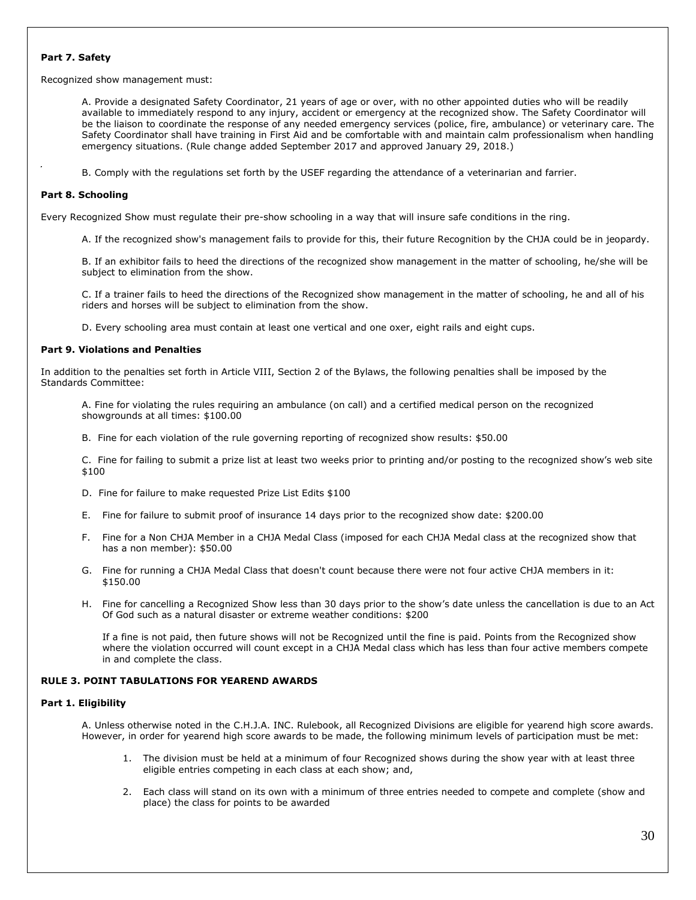**Part 7. Safety**

Recognized show management must:

A. Provide a designated Safety Coordinator, 21 years of age or over, with no other appointed duties who will be readily available to immediately respond to any injury, accident or emergency at the recognized show. The Safety Coordinator will be the liaison to coordinate the response of any needed emergency services (police, fire, ambulance) or veterinary care. The Safety Coordinator shall have training in First Aid and be comfortable with and maintain calm professionalism when handling emergency situations. (Rule change added September 2017 and approved January 29, 2018.)

B. Comply with the regulations set forth by the USEF regarding the attendance of a veterinarian and farrier.

**Part 8. Schooling**

Every Recognized Show must regulate their pre-show schooling in a way that will insure safe conditions in the ring.

A. If the recognized show's management fails to provide for this, their future Recognition by the CHJA could be in jeopardy.

B. If an exhibitor fails to heed the directions of the recognized show management in the matter of schooling, he/she will be subject to elimination from the show.

C. If a trainer fails to heed the directions of the Recognized show management in the matter of schooling, he and all of his riders and horses will be subject to elimination from the show.

D. Every schooling area must contain at least one vertical and one oxer, eight rails and eight cups.

**Part 9. Violations and Penalties**

In addition to the penalties set forth in Article VIII, Section 2 of the Bylaws, the following penalties shall be imposed by the Standards Committee:

A. Fine for violating the rules requiring an ambulance (on call) and a certified medical person on the recognized showgrounds at all times: $100.00

B. Fine for each violation of the rule governing reporting of recognized show results: $50.00

C. Fine for failing to submit a prize list at least two weeks prior to printing and/or posting to the recognized show's web site $100

D. Fine for failure to make requested Prize List Edits $100

E. Fine for failure to submit proof of insurance 14 days prior to the recognized show date: $200.00

F. Fine for a Non CHJA Member in a CHJA Medal Class (imposed for each CHJA Medal class at the recognized show that has a non member): $50.00

G. Fine for running a CHJA Medal Class that doesn't count because there were not four active CHJA members in it: $150.00

H. Fine for cancelling a Recognized Show less than 30 days prior to the show's date unless the cancellation is due to an Act Of God such as a natural disaster or extreme weather conditions: $200

If a fine is not paid, then future shows will not be Recognized until the fine is paid. Points from the Recognized show where the violation occurred will count except in a CHJA Medal class which has less than four active members compete in and complete the class.

**RULE 3. POINT TABULATIONS FOR YEAREND AWARDS**

**Part 1. Eligibility**

A. Unless otherwise noted in the C.H.J.A. INC. Rulebook, all Recognized Divisions are eligible for yearend high score awards. However, in order for yearend high score awards to be made, the following minimum levels of participation must be met:

1. The division must be held at a minimum of four Recognized shows during the show year with at least three eligible entries competing in each class at each show; and,
2. Each class will stand on its own with a minimum of three entries needed to compete and complete (show and place) the class for points to be awarded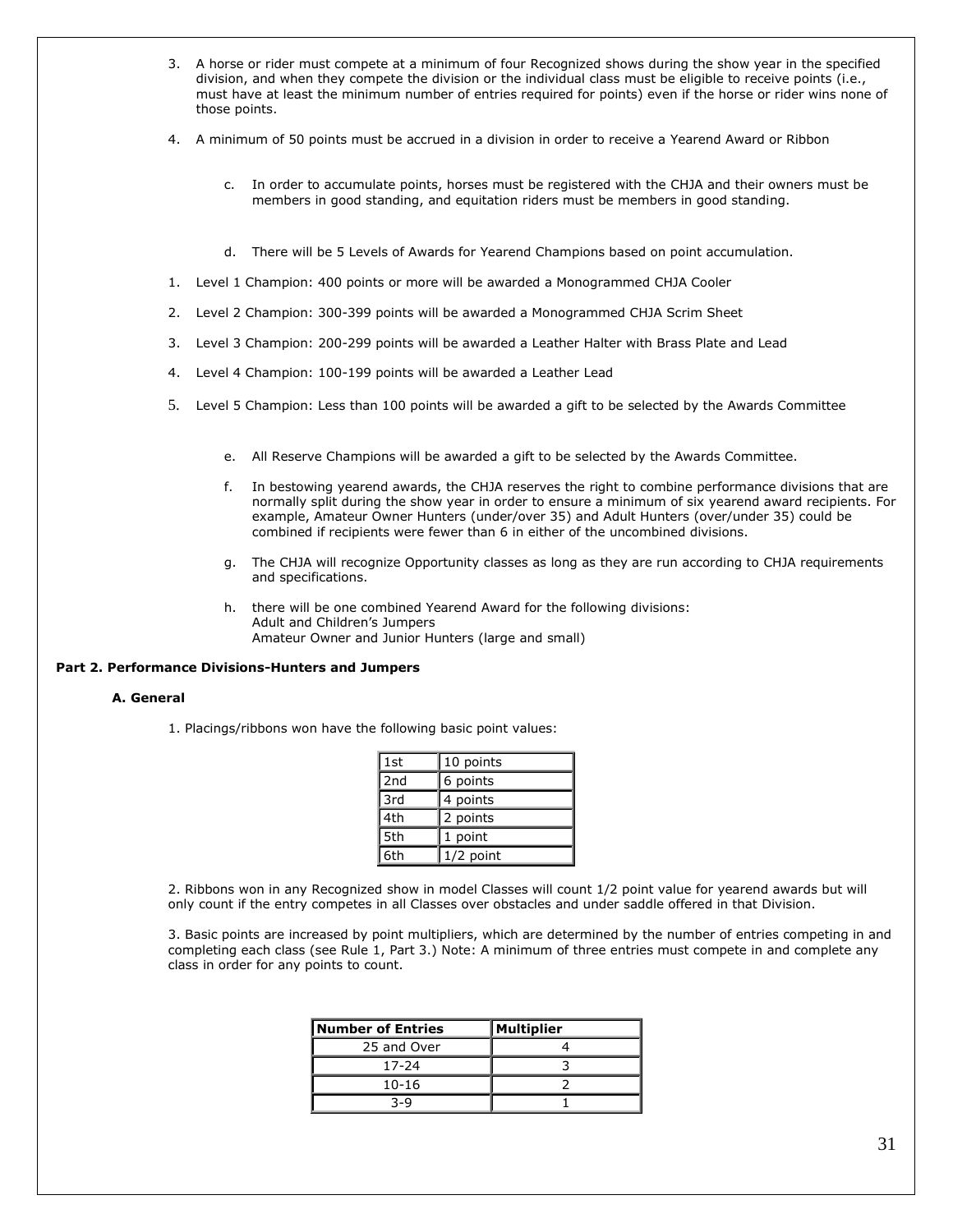3. A horse or rider must compete at a minimum of four Recognized shows during the show year in the specified division, and when they compete the division or the individual class must be eligible to receive points (i.e., must have at least the minimum number of entries required for points) even if the horse or rider wins none of those points.

4. A minimum of 50 points must be accrued in a division in order to receive a Yearend Award or Ribbon

   c. In order to accumulate points, horses must be registered with the CHJA and their owners must be members in good standing, and equitation riders must be members in good standing.

   d. There will be 5 Levels of Awards for Yearend Champions based on point accumulation.

1. Level 1 Champion: 400 points or more will be awarded a Monogrammed CHJA Cooler
2. Level 2 Champion: 300-399 points will be awarded a Monogrammed CHJA Scrim Sheet
3. Level 3 Champion: 200-299 points will be awarded a Leather Halter with Brass Plate and Lead
4. Level 4 Champion: 100-199 points will be awarded a Leather Lead
5. Level 5 Champion: Less than 100 points will be awarded a gift to be selected by the Awards Committee

   e. All Reserve Champions will be awarded a gift to be selected by the Awards Committee.

   f. In bestowing yearend awards, the CHJA reserves the right to combine performance divisions that are normally split during the show year in order to ensure a minimum of six yearend award recipients. For example, Amateur Owner Hunters (under/over 35) and Adult Hunters (over/under 35) could be combined if recipients were fewer than 6 in either of the uncombined divisions.

   g. The CHJA will recognize Opportunity classes as long as they are run according to CHJA requirements and specifications.

   h. there will be one combined Yearend Award for the following divisions:
      Adult and Children's Jumpers
      Amateur Owner and Junior Hunters (large and small)

**Part 2. Performance Divisions-Hunters and Jumpers**

**A. General**

1. Placings/ribbons won have the following basic point values:

| | |
|---|---|
| 1st | 10 points |
| 2nd | 6 points |
| 3rd | 4 points |
| 4th | 2 points |
| 5th | 1 point |
| 6th | 1/2 point |

2. Ribbons won in any Recognized show in model Classes will count 1/2 point value for yearend awards but will only count if the entry competes in all Classes over obstacles and under saddle offered in that Division.

3. Basic points are increased by point multipliers, which are determined by the number of entries competing in and completing each class (see Rule 1, Part 3.) Note: A minimum of three entries must compete in and complete any class in order for any points to count.

| Number of Entries | Multiplier |
|---|---|
| 25 and Over | 4 |
| 17-24 | 3 |
| 10-16 | 2 |
| 3-9 | 1 |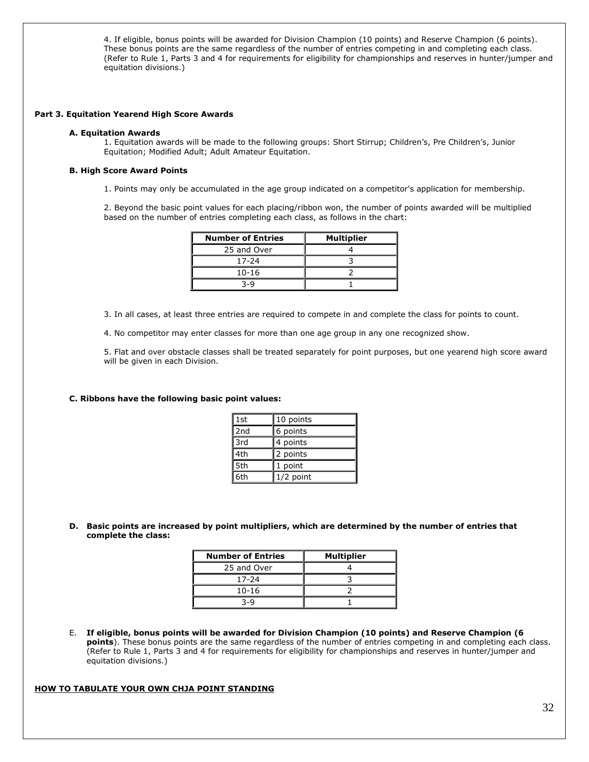4. If eligible, bonus points will be awarded for Division Champion (10 points) and Reserve Champion (6 points). These bonus points are the same regardless of the number of entries competing in and completing each class. (Refer to Rule 1, Parts 3 and 4 for requirements for eligibility for championships and reserves in hunter/jumper and equitation divisions.)

### Part 3. Equitation Yearend High Score Awards

#### A. Equitation Awards

1. Equitation awards will be made to the following groups: Short Stirrup; Children's, Pre Children's, Junior Equitation; Modified Adult; Adult Amateur Equitation.

#### B. High Score Award Points

1. Points may only be accumulated in the age group indicated on a competitor's application for membership.

2. Beyond the basic point values for each placing/ribbon won, the number of points awarded will be multiplied based on the number of entries completing each class, as follows in the chart:

| Number of Entries | Multiplier |
|---|---|
| 25 and Over | 4 |
| 17-24 | 3 |
| 10-16 | 2 |
| 3-9 | 1 |

3. In all cases, at least three entries are required to compete in and complete the class for points to count.

4. No competitor may enter classes for more than one age group in any one recognized show.

5. Flat and over obstacle classes shall be treated separately for point purposes, but one yearend high score award will be given in each Division.

#### C. Ribbons have the following basic point values:

| | |
|---|---|
| 1st | 10 points |
| 2nd | 6 points |
| 3rd | 4 points |
| 4th | 2 points |
| 5th | 1 point |
| 6th | 1/2 point |

**D. Basic points are increased by point multipliers, which are determined by the number of entries that complete the class:**

| Number of Entries | Multiplier |
|---|---|
| 25 and Over | 4 |
| 17-24 | 3 |
| 10-16 | 2 |
| 3-9 | 1 |

E. **If eligible, bonus points will be awarded for Division Champion (10 points) and Reserve Champion (6 points**). These bonus points are the same regardless of the number of entries competing in and completing each class. (Refer to Rule 1, Parts 3 and 4 for requirements for eligibility for championships and reserves in hunter/jumper and equitation divisions.)

**HOW TO TABULATE YOUR OWN CHJA POINT STANDING**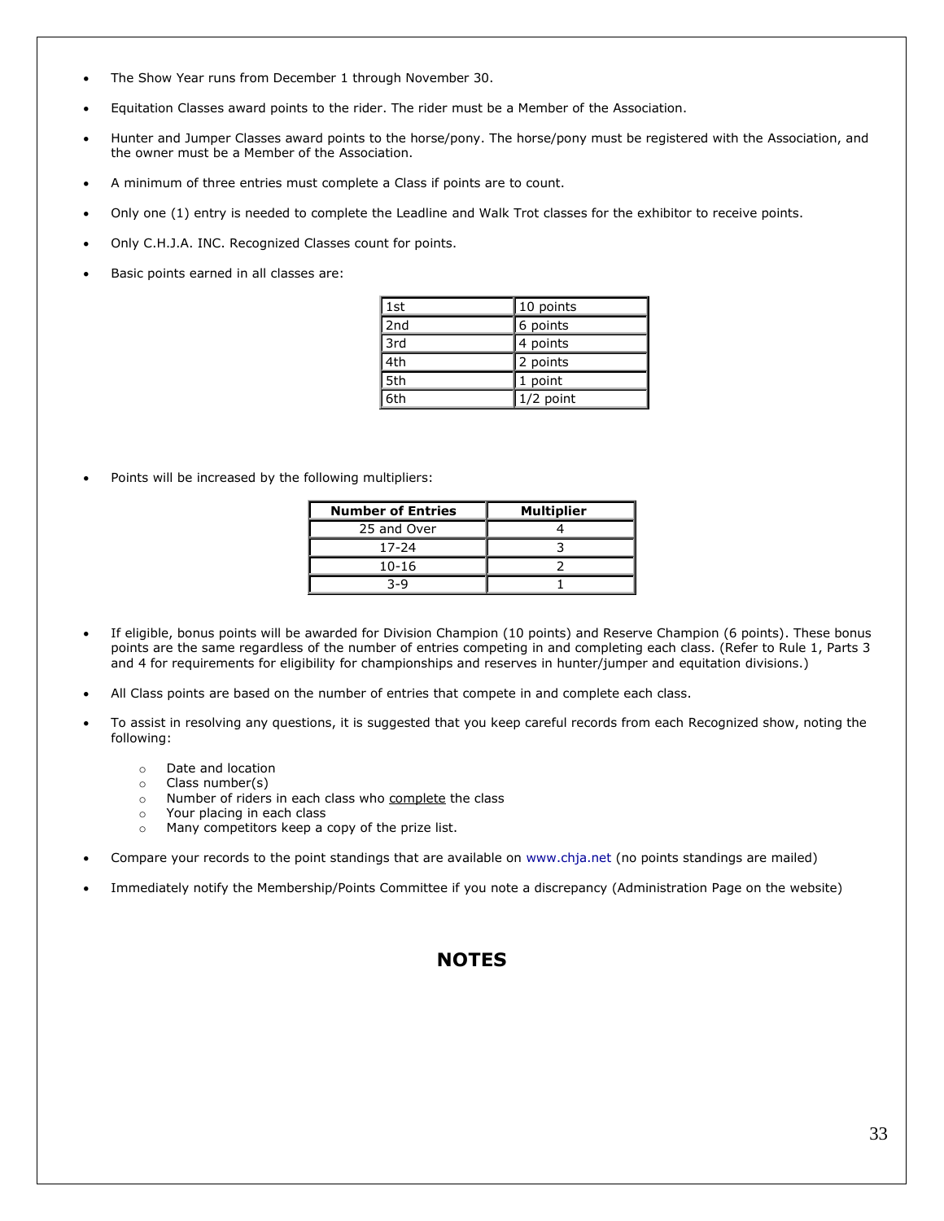- The Show Year runs from December 1 through November 30.
- Equitation Classes award points to the rider. The rider must be a Member of the Association.
- Hunter and Jumper Classes award points to the horse/pony. The horse/pony must be registered with the Association, and the owner must be a Member of the Association.
- A minimum of three entries must complete a Class if points are to count.
- Only one (1) entry is needed to complete the Leadline and Walk Trot classes for the exhibitor to receive points.
- Only C.H.J.A. INC. Recognized Classes count for points.
- Basic points earned in all classes are:

| | |
|---|---|
| 1st | 10 points |
| 2nd | 6 points |
| 3rd | 4 points |
| 4th | 2 points |
| 5th | 1 point |
| 6th | 1/2 point |

- Points will be increased by the following multipliers:

| Number of Entries | Multiplier |
|---|---|
| 25 and Over | 4 |
| 17-24 | 3 |
| 10-16 | 2 |
| 3-9 | 1 |

- If eligible, bonus points will be awarded for Division Champion (10 points) and Reserve Champion (6 points). These bonus points are the same regardless of the number of entries competing in and completing each class. (Refer to Rule 1, Parts 3 and 4 for requirements for eligibility for championships and reserves in hunter/jumper and equitation divisions.)
- All Class points are based on the number of entries that compete in and complete each class.
- To assist in resolving any questions, it is suggested that you keep careful records from each Recognized show, noting the following:
  - Date and location
  - Class number(s)
  - Number of riders in each class who complete the class
  - Your placing in each class
  - Many competitors keep a copy of the prize list.
- Compare your records to the point standings that are available on www.chja.net (no points standings are mailed)
- Immediately notify the Membership/Points Committee if you note a discrepancy (Administration Page on the website)

## NOTES